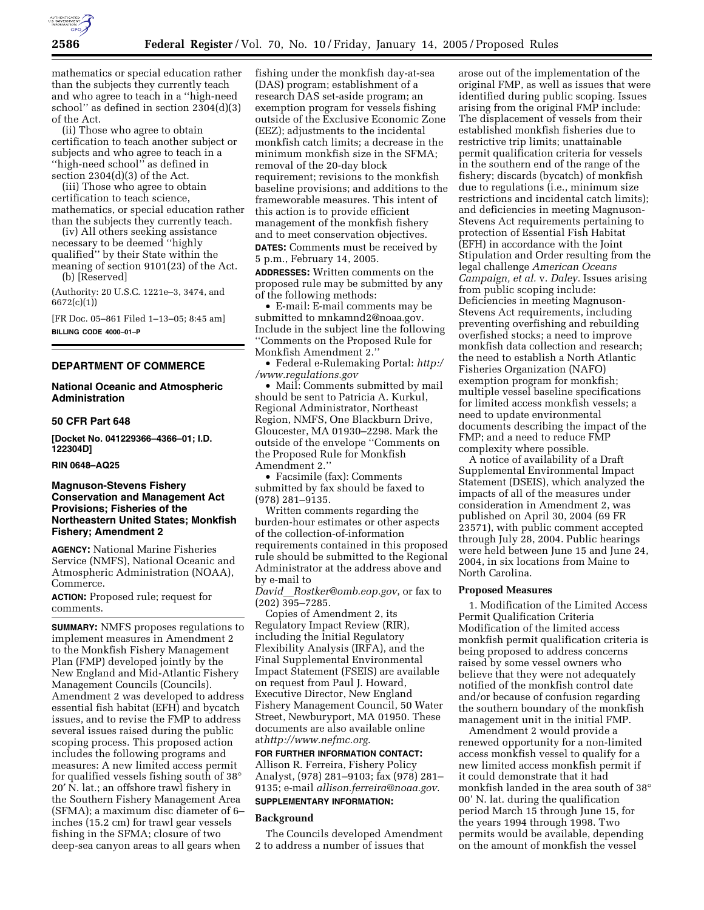mathematics or special education rather than the subjects they currently teach and who agree to teach in a ''high-need school'' as defined in section 2304(d)(3) of the Act.

(ii) Those who agree to obtain certification to teach another subject or subjects and who agree to teach in a ''high-need school'' as defined in section 2304(d)(3) of the Act.

(iii) Those who agree to obtain certification to teach science, mathematics, or special education rather than the subjects they currently teach.

(iv) All others seeking assistance necessary to be deemed ''highly qualified'' by their State within the meaning of section 9101(23) of the Act.

(b) [Reserved]

(Authority: 20 U.S.C. 1221e–3, 3474, and 6672(c)(1))

[FR Doc. 05–861 Filed 1–13–05; 8:45 am]

**BILLING CODE 4000–01–P**

---

## DEPARTMENT OF COMMERCE

### National Oceanic and Atmospheric Administration

### 50 CFR Part 648

**[Docket No. 041229366–4366–01; I.D. 122304D]**

**RIN 0648–AQ25**

### Magnuson-Stevens Fishery Conservation and Management Act Provisions; Fisheries of the Northeastern United States; Monkfish Fishery; Amendment 2

**AGENCY:** National Marine Fisheries Service (NMFS), National Oceanic and Atmospheric Administration (NOAA), Commerce.

**ACTION:** Proposed rule; request for comments.

**SUMMARY:** NMFS proposes regulations to implement measures in Amendment 2 to the Monkfish Fishery Management Plan (FMP) developed jointly by the New England and Mid-Atlantic Fishery Management Councils (Councils). Amendment 2 was developed to address essential fish habitat (EFH) and bycatch issues, and to revise the FMP to address several issues raised during the public scoping process. This proposed action includes the following programs and measures: A new limited access permit for qualified vessels fishing south of 38° 20′ N. lat.; an offshore trawl fishery in the Southern Fishery Management Area (SFMA); a maximum disc diameter of 6–inches (15.2 cm) for trawl gear vessels fishing in the SFMA; closure of two deep-sea canyon areas to all gears when fishing under the monkfish day-at-sea (DAS) program; establishment of a research DAS set-aside program; an exemption program for vessels fishing outside of the Exclusive Economic Zone (EEZ); adjustments to the incidental monkfish catch limits; a decrease in the minimum monkfish size in the SFMA; removal of the 20-day block requirement; revisions to the monkfish baseline provisions; and additions to the frameworkable measures. This intent of this action is to provide efficient management of the monkfish fishery and to meet conservation objectives.

**DATES:** Comments must be received by 5 p.m., February 14, 2005.

**ADDRESSES:** Written comments on the proposed rule may be submitted by any of the following methods:

• E-mail: E-mail comments may be submitted to mnkamnd2@noaa.gov. Include in the subject line the following ''Comments on the Proposed Rule for Monkfish Amendment 2.''

• Federal e-Rulemaking Portal: *http://www.regulations.gov*

• Mail: Comments submitted by mail should be sent to Patricia A. Kurkul, Regional Administrator, Northeast Region, NMFS, One Blackburn Drive, Gloucester, MA 01930–2298. Mark the outside of the envelope ''Comments on the Proposed Rule for Monkfish Amendment 2.''

• Facsimile (fax): Comments submitted by fax should be faxed to (978) 281–9135.

Written comments regarding the burden-hour estimates or other aspects of the collection-of-information requirements contained in this proposed rule should be submitted to the Regional Administrator at the address above and by e-mail to *David_Rostker@omb.eop.gov*, or fax to (202) 395–7285.

Copies of Amendment 2, its Regulatory Impact Review (RIR), including the Initial Regulatory Flexibility Analysis (IRFA), and the Final Supplemental Environmental Impact Statement (FSEIS) are available on request from Paul J. Howard, Executive Director, New England Fishery Management Council, 50 Water Street, Newburyport, MA 01950. These documents are also available online at*http://www.nefmc.org*.

**FOR FURTHER INFORMATION CONTACT:** Allison R. Ferreira, Fishery Policy Analyst, (978) 281–9103; fax (978) 281–9135; e-mail *allison.ferreira@noaa.gov*.

**SUPPLEMENTARY INFORMATION:**

**Background**

The Councils developed Amendment 2 to address a number of issues that arose out of the implementation of the original FMP, as well as issues that were identified during public scoping. Issues arising from the original FMP include: The displacement of vessels from their established monkfish fisheries due to restrictive trip limits; unattainable permit qualification criteria for vessels in the southern end of the range of the fishery; discards (bycatch) of monkfish due to regulations (i.e., minimum size restrictions and incidental catch limits); and deficiencies in meeting Magnuson-Stevens Act requirements pertaining to protection of Essential Fish Habitat (EFH) in accordance with the Joint Stipulation and Order resulting from the legal challenge *American Oceans Campaign, et al.* v. *Daley*. Issues arising from public scoping include: Deficiencies in meeting Magnuson-Stevens Act requirements, including preventing overfishing and rebuilding overfished stocks; a need to improve monkfish data collection and research; the need to establish a North Atlantic Fisheries Organization (NAFO) exemption program for monkfish; multiple vessel baseline specifications for limited access monkfish vessels; a need to update environmental documents describing the impact of the FMP; and a need to reduce FMP complexity where possible.

A notice of availability of a Draft Supplemental Environmental Impact Statement (DSEIS), which analyzed the impacts of all of the measures under consideration in Amendment 2, was published on April 30, 2004 (69 FR 23571), with public comment accepted through July 28, 2004. Public hearings were held between June 15 and June 24, 2004, in six locations from Maine to North Carolina.

**Proposed Measures**

1. Modification of the Limited Access Permit Qualification Criteria

Modification of the limited access monkfish permit qualification criteria is being proposed to address concerns raised by some vessel owners who believe that they were not adequately notified of the monkfish control date and/or because of confusion regarding the southern boundary of the monkfish management unit in the initial FMP.

Amendment 2 would provide a renewed opportunity for a non-limited access monkfish vessel to qualify for a new limited access monkfish permit if it could demonstrate that it had monkfish landed in the area south of 38° 00′ N. lat. during the qualification period March 15 through June 15, for the years 1994 through 1998. Two permits would be available, depending on the amount of monkfish the vessel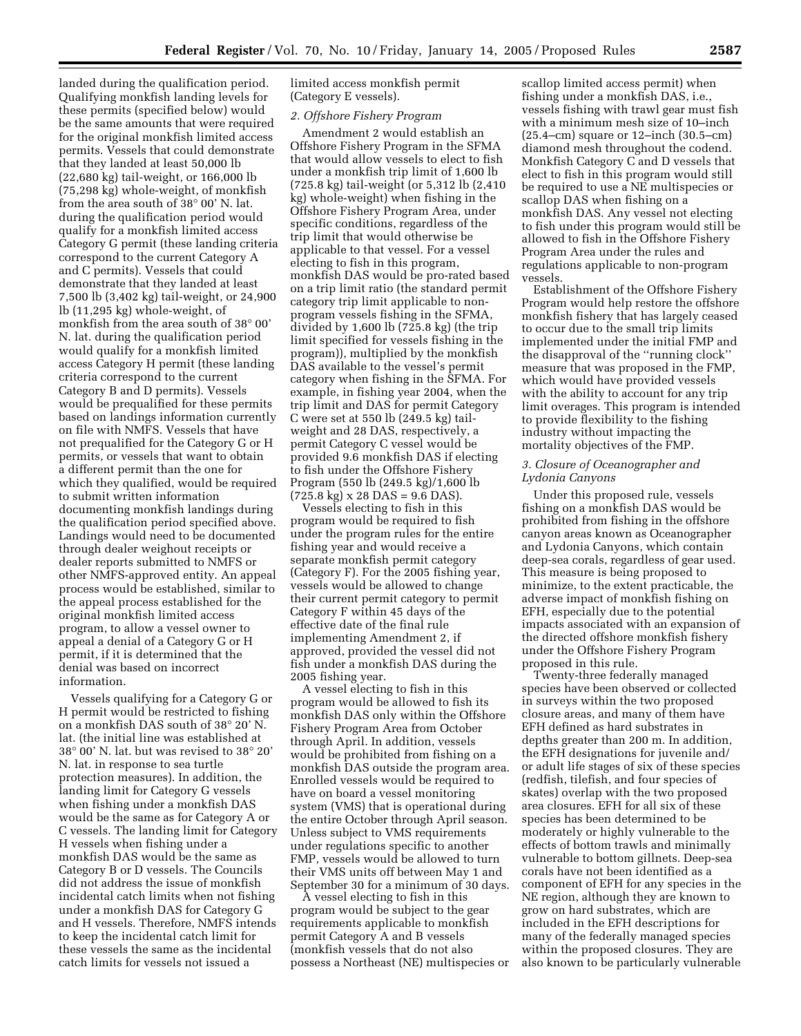landed during the qualification period. Qualifying monkfish landing levels for these permits (specified below) would be the same amounts that were required for the original monkfish limited access permits. Vessels that could demonstrate that they landed at least 50,000 lb (22,680 kg) tail-weight, or 166,000 lb (75,298 kg) whole-weight, of monkfish from the area south of 38° 00' N. lat. during the qualification period would qualify for a monkfish limited access Category G permit (these landing criteria correspond to the current Category A and C permits). Vessels that could demonstrate that they landed at least 7,500 lb (3,402 kg) tail-weight, or 24,900 lb (11,295 kg) whole-weight, of monkfish from the area south of 38° 00' N. lat. during the qualification period would qualify for a monkfish limited access Category H permit (these landing criteria correspond to the current Category B and D permits). Vessels would be prequalified for these permits based on landings information currently on file with NMFS. Vessels that have not prequalified for the Category G or H permits, or vessels that want to obtain a different permit than the one for which they qualified, would be required to submit written information documenting monkfish landings during the qualification period specified above. Landings would need to be documented through dealer weighout receipts or dealer reports submitted to NMFS or other NMFS-approved entity. An appeal process would be established, similar to the appeal process established for the original monkfish limited access program, to allow a vessel owner to appeal a denial of a Category G or H permit, if it is determined that the denial was based on incorrect information.

Vessels qualifying for a Category G or H permit would be restricted to fishing on a monkfish DAS south of 38° 20' N. lat. (the initial line was established at 38° 00' N. lat. but was revised to 38° 20' N. lat. in response to sea turtle protection measures). In addition, the landing limit for Category G vessels when fishing under a monkfish DAS would be the same as for Category A or C vessels. The landing limit for Category H vessels when fishing under a monkfish DAS would be the same as Category B or D vessels. The Councils did not address the issue of monkfish incidental catch limits when not fishing under a monkfish DAS for Category G and H vessels. Therefore, NMFS intends to keep the incidental catch limit for these vessels the same as the incidental catch limits for vessels not issued a limited access monkfish permit (Category E vessels).

*2. Offshore Fishery Program*

Amendment 2 would establish an Offshore Fishery Program in the SFMA that would allow vessels to elect to fish under a monkfish trip limit of 1,600 lb (725.8 kg) tail-weight (or 5,312 lb (2,410 kg) whole-weight) when fishing in the Offshore Fishery Program Area, under specific conditions, regardless of the trip limit that would otherwise be applicable to that vessel. For a vessel electing to fish in this program, monkfish DAS would be pro-rated based on a trip limit ratio (the standard permit category trip limit applicable to non-program vessels fishing in the SFMA, divided by 1,600 lb (725.8 kg) (the trip limit specified for vessels fishing in the program)), multiplied by the monkfish DAS available to the vessel's permit category when fishing in the SFMA. For example, in fishing year 2004, when the trip limit and DAS for permit Category C were set at 550 lb (249.5 kg) tail-weight and 28 DAS, respectively, a permit Category C vessel would be provided 9.6 monkfish DAS if electing to fish under the Offshore Fishery Program (550 lb (249.5 kg)/1,600 lb (725.8 kg) x 28 DAS = 9.6 DAS).

Vessels electing to fish in this program would be required to fish under the program rules for the entire fishing year and would receive a separate monkfish permit category (Category F). For the 2005 fishing year, vessels would be allowed to change their current permit category to permit Category F within 45 days of the effective date of the final rule implementing Amendment 2, if approved, provided the vessel did not fish under a monkfish DAS during the 2005 fishing year.

A vessel electing to fish in this program would be allowed to fish its monkfish DAS only within the Offshore Fishery Program Area from October through April. In addition, vessels would be prohibited from fishing on a monkfish DAS outside the program area. Enrolled vessels would be required to have on board a vessel monitoring system (VMS) that is operational during the entire October through April season. Unless subject to VMS requirements under regulations specific to another FMP, vessels would be allowed to turn their VMS units off between May 1 and September 30 for a minimum of 30 days.

A vessel electing to fish in this program would be subject to the gear requirements applicable to monkfish permit Category A and B vessels (monkfish vessels that do not also possess a Northeast (NE) multispecies or scallop limited access permit) when fishing under a monkfish DAS, i.e., vessels fishing with trawl gear must fish with a minimum mesh size of 10–inch (25.4–cm) square or 12–inch (30.5–cm) diamond mesh throughout the codend. Monkfish Category C and D vessels that elect to fish in this program would still be required to use a NE multispecies or scallop DAS when fishing on a monkfish DAS. Any vessel not electing to fish under this program would still be allowed to fish in the Offshore Fishery Program Area under the rules and regulations applicable to non-program vessels.

Establishment of the Offshore Fishery Program would help restore the offshore monkfish fishery that has largely ceased to occur due to the small trip limits implemented under the initial FMP and the disapproval of the "running clock" measure that was proposed in the FMP, which would have provided vessels with the ability to account for any trip limit overages. This program is intended to provide flexibility to the fishing industry without impacting the mortality objectives of the FMP.

*3. Closure of Oceanographer and Lydonia Canyons*

Under this proposed rule, vessels fishing on a monkfish DAS would be prohibited from fishing in the offshore canyon areas known as Oceanographer and Lydonia Canyons, which contain deep-sea corals, regardless of gear used. This measure is being proposed to minimize, to the extent practicable, the adverse impact of monkfish fishing on EFH, especially due to the potential impacts associated with an expansion of the directed offshore monkfish fishery under the Offshore Fishery Program proposed in this rule.

Twenty-three federally managed species have been observed or collected in surveys within the two proposed closure areas, and many of them have EFH defined as hard substrates in depths greater than 200 m. In addition, the EFH designations for juvenile and/or adult life stages of six of these species (redfish, tilefish, and four species of skates) overlap with the two proposed area closures. EFH for all six of these species has been determined to be moderately or highly vulnerable to the effects of bottom trawls and minimally vulnerable to bottom gillnets. Deep-sea corals have not been identified as a component of EFH for any species in the NE region, although they are known to grow on hard substrates, which are included in the EFH descriptions for many of the federally managed species within the proposed closures. They are also known to be particularly vulnerable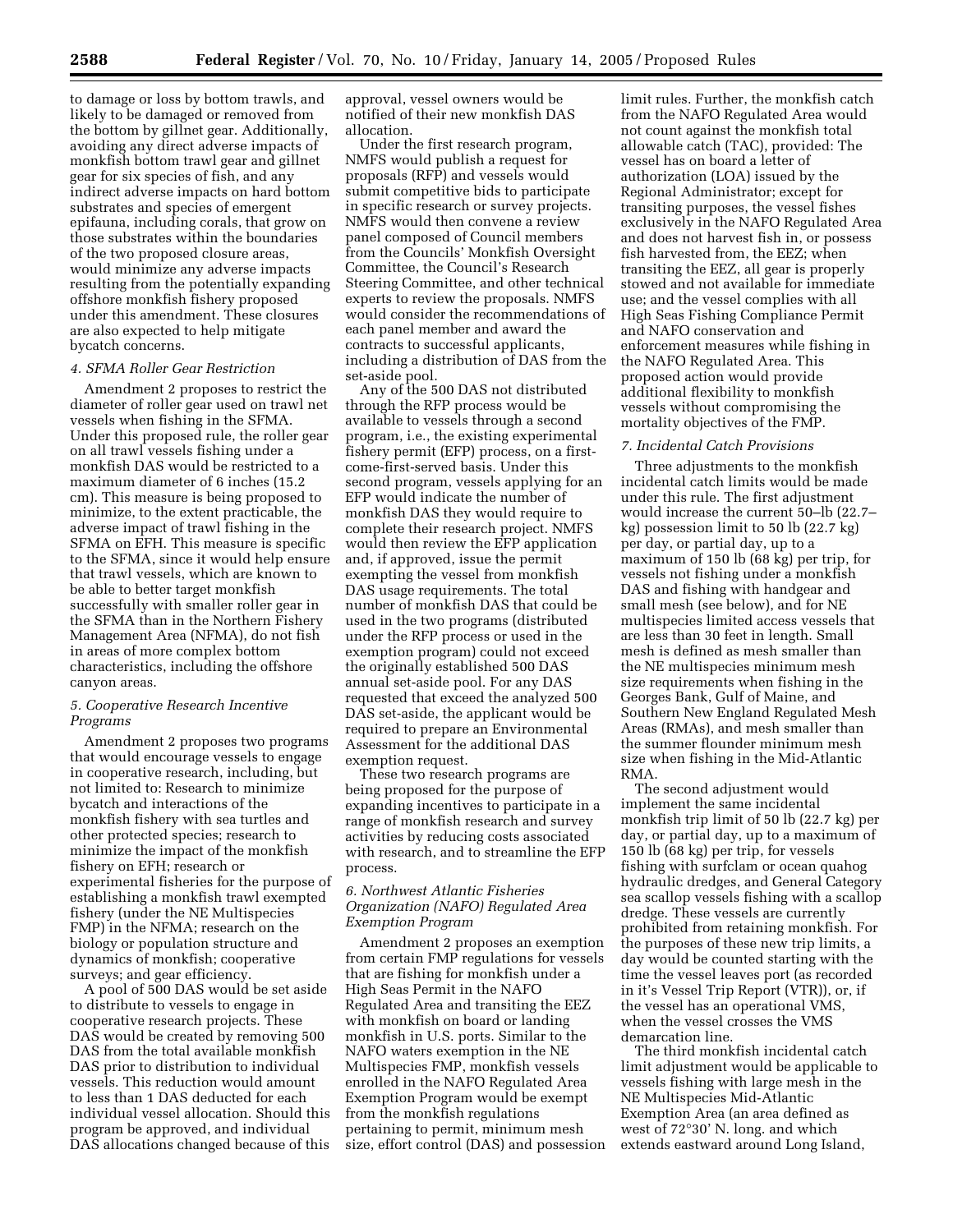to damage or loss by bottom trawls, and likely to be damaged or removed from the bottom by gillnet gear. Additionally, avoiding any direct adverse impacts of monkfish bottom trawl gear and gillnet gear for six species of fish, and any indirect adverse impacts on hard bottom substrates and species of emergent epifauna, including corals, that grow on those substrates within the boundaries of the two proposed closure areas, would minimize any adverse impacts resulting from the potentially expanding offshore monkfish fishery proposed under this amendment. These closures are also expected to help mitigate bycatch concerns.

*4. SFMA Roller Gear Restriction*

Amendment 2 proposes to restrict the diameter of roller gear used on trawl net vessels when fishing in the SFMA. Under this proposed rule, the roller gear on all trawl vessels fishing under a monkfish DAS would be restricted to a maximum diameter of 6 inches (15.2 cm). This measure is being proposed to minimize, to the extent practicable, the adverse impact of trawl fishing in the SFMA on EFH. This measure is specific to the SFMA, since it would help ensure that trawl vessels, which are known to be able to better target monkfish successfully with smaller roller gear in the SFMA than in the Northern Fishery Management Area (NFMA), do not fish in areas of more complex bottom characteristics, including the offshore canyon areas.

*5. Cooperative Research Incentive Programs*

Amendment 2 proposes two programs that would encourage vessels to engage in cooperative research, including, but not limited to: Research to minimize bycatch and interactions of the monkfish fishery with sea turtles and other protected species; research to minimize the impact of the monkfish fishery on EFH; research or experimental fisheries for the purpose of establishing a monkfish trawl exempted fishery (under the NE Multispecies FMP) in the NFMA; research on the biology or population structure and dynamics of monkfish; cooperative surveys; and gear efficiency.

A pool of 500 DAS would be set aside to distribute to vessels to engage in cooperative research projects. These DAS would be created by removing 500 DAS from the total available monkfish DAS prior to distribution to individual vessels. This reduction would amount to less than 1 DAS deducted for each individual vessel allocation. Should this program be approved, and individual DAS allocations changed because of this approval, vessel owners would be notified of their new monkfish DAS allocation.

Under the first research program, NMFS would publish a request for proposals (RFP) and vessels would submit competitive bids to participate in specific research or survey projects. NMFS would then convene a review panel composed of Council members from the Councils' Monkfish Oversight Committee, the Council's Research Steering Committee, and other technical experts to review the proposals. NMFS would consider the recommendations of each panel member and award the contracts to successful applicants, including a distribution of DAS from the set-aside pool.

Any of the 500 DAS not distributed through the RFP process would be available to vessels through a second program, i.e., the existing experimental fishery permit (EFP) process, on a first-come-first-served basis. Under this second program, vessels applying for an EFP would indicate the number of monkfish DAS they would require to complete their research project. NMFS would then review the EFP application and, if approved, issue the permit exempting the vessel from monkfish DAS usage requirements. The total number of monkfish DAS that could be used in the two programs (distributed under the RFP process or used in the exemption program) could not exceed the originally established 500 DAS annual set-aside pool. For any DAS requested that exceed the analyzed 500 DAS set-aside, the applicant would be required to prepare an Environmental Assessment for the additional DAS exemption request.

These two research programs are being proposed for the purpose of expanding incentives to participate in a range of monkfish research and survey activities by reducing costs associated with research, and to streamline the EFP process.

*6. Northwest Atlantic Fisheries Organization (NAFO) Regulated Area Exemption Program*

Amendment 2 proposes an exemption from certain FMP regulations for vessels that are fishing for monkfish under a High Seas Permit in the NAFO Regulated Area and transiting the EEZ with monkfish on board or landing monkfish in U.S. ports. Similar to the NAFO waters exemption in the NE Multispecies FMP, monkfish vessels enrolled in the NAFO Regulated Area Exemption Program would be exempt from the monkfish regulations pertaining to permit, minimum mesh size, effort control (DAS) and possession limit rules. Further, the monkfish catch from the NAFO Regulated Area would not count against the monkfish total allowable catch (TAC), provided: The vessel has on board a letter of authorization (LOA) issued by the Regional Administrator; except for transiting purposes, the vessel fishes exclusively in the NAFO Regulated Area and does not harvest fish in, or possess fish harvested from, the EEZ; when transiting the EEZ, all gear is properly stowed and not available for immediate use; and the vessel complies with all High Seas Fishing Compliance Permit and NAFO conservation and enforcement measures while fishing in the NAFO Regulated Area. This proposed action would provide additional flexibility to monkfish vessels without compromising the mortality objectives of the FMP.

*7. Incidental Catch Provisions*

Three adjustments to the monkfish incidental catch limits would be made under this rule. The first adjustment would increase the current 50–lb (22.7–kg) possession limit to 50 lb (22.7 kg) per day, or partial day, up to a maximum of 150 lb (68 kg) per trip, for vessels not fishing under a monkfish DAS and fishing with handgear and small mesh (see below), and for NE multispecies limited access vessels that are less than 30 feet in length. Small mesh is defined as mesh smaller than the NE multispecies minimum mesh size requirements when fishing in the Georges Bank, Gulf of Maine, and Southern New England Regulated Mesh Areas (RMAs), and mesh smaller than the summer flounder minimum mesh size when fishing in the Mid-Atlantic RMA.

The second adjustment would implement the same incidental monkfish trip limit of 50 lb (22.7 kg) per day, or partial day, up to a maximum of 150 lb (68 kg) per trip, for vessels fishing with surfclam or ocean quahog hydraulic dredges, and General Category sea scallop vessels fishing with a scallop dredge. These vessels are currently prohibited from retaining monkfish. For the purposes of these new trip limits, a day would be counted starting with the time the vessel leaves port (as recorded in it's Vessel Trip Report (VTR)), or, if the vessel has an operational VMS, when the vessel crosses the VMS demarcation line.

The third monkfish incidental catch limit adjustment would be applicable to vessels fishing with large mesh in the NE Multispecies Mid-Atlantic Exemption Area (an area defined as west of 72°30' N. long. and which extends eastward around Long Island,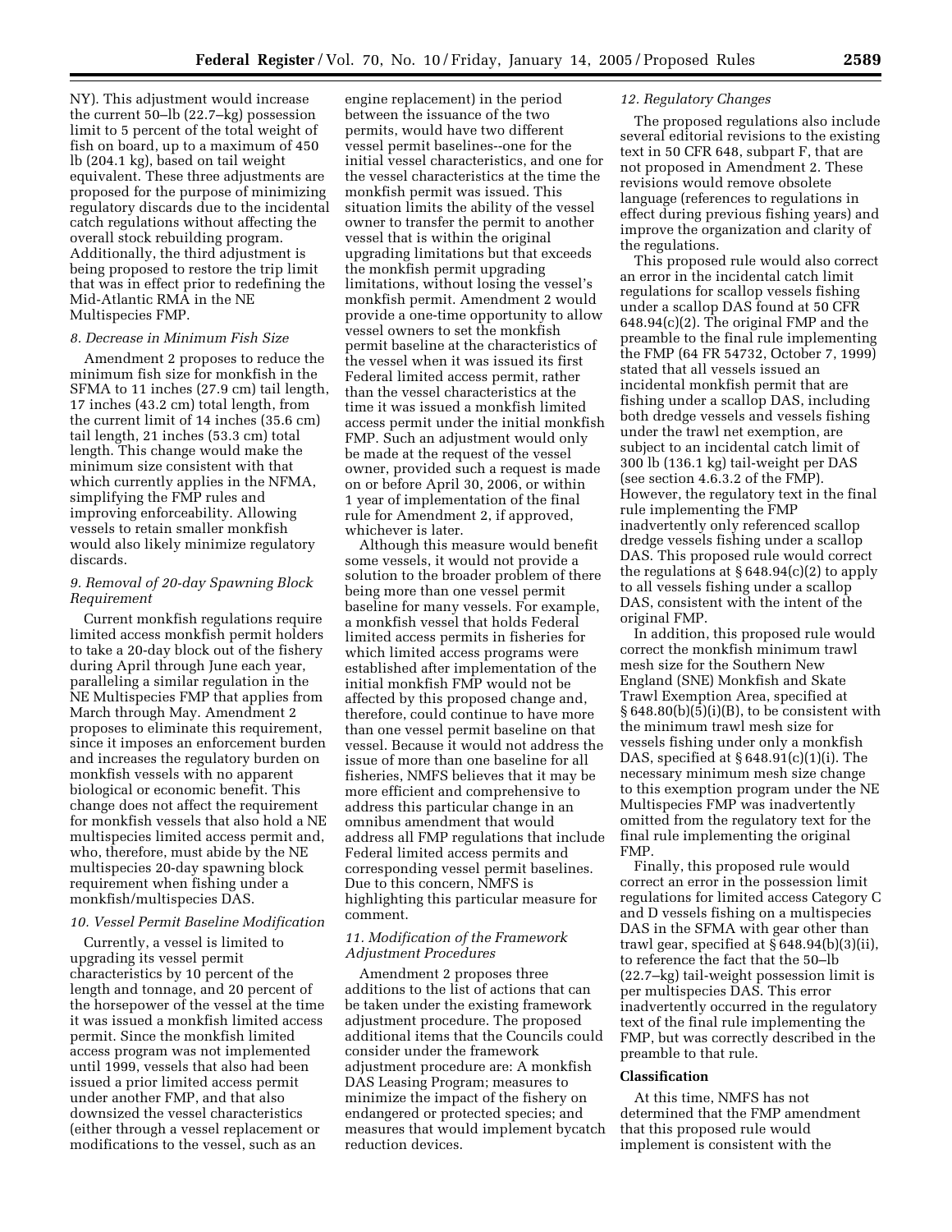NY). This adjustment would increase the current 50–lb (22.7–kg) possession limit to 5 percent of the total weight of fish on board, up to a maximum of 450 lb (204.1 kg), based on tail weight equivalent. These three adjustments are proposed for the purpose of minimizing regulatory discards due to the incidental catch regulations without affecting the overall stock rebuilding program. Additionally, the third adjustment is being proposed to restore the trip limit that was in effect prior to redefining the Mid-Atlantic RMA in the NE Multispecies FMP.

### *8. Decrease in Minimum Fish Size*

Amendment 2 proposes to reduce the minimum fish size for monkfish in the SFMA to 11 inches (27.9 cm) tail length, 17 inches (43.2 cm) total length, from the current limit of 14 inches (35.6 cm) tail length, 21 inches (53.3 cm) total length. This change would make the minimum size consistent with that which currently applies in the NFMA, simplifying the FMP rules and improving enforceability. Allowing vessels to retain smaller monkfish would also likely minimize regulatory discards.

### *9. Removal of 20-day Spawning Block Requirement*

Current monkfish regulations require limited access monkfish permit holders to take a 20-day block out of the fishery during April through June each year, paralleling a similar regulation in the NE Multispecies FMP that applies from March through May. Amendment 2 proposes to eliminate this requirement, since it imposes an enforcement burden and increases the regulatory burden on monkfish vessels with no apparent biological or economic benefit. This change does not affect the requirement for monkfish vessels that also hold a NE multispecies limited access permit and, who, therefore, must abide by the NE multispecies 20-day spawning block requirement when fishing under a monkfish/multispecies DAS.

### *10. Vessel Permit Baseline Modification*

Currently, a vessel is limited to upgrading its vessel permit characteristics by 10 percent of the length and tonnage, and 20 percent of the horsepower of the vessel at the time it was issued a monkfish limited access permit. Since the monkfish limited access program was not implemented until 1999, vessels that also had been issued a prior limited access permit under another FMP, and that also downsized the vessel characteristics (either through a vessel replacement or modifications to the vessel, such as an engine replacement) in the period between the issuance of the two permits, would have two different vessel permit baselines--one for the initial vessel characteristics, and one for the vessel characteristics at the time the monkfish permit was issued. This situation limits the ability of the vessel owner to transfer the permit to another vessel that is within the original upgrading limitations but that exceeds the monkfish permit upgrading limitations, without losing the vessel's monkfish permit. Amendment 2 would provide a one-time opportunity to allow vessel owners to set the monkfish permit baseline at the characteristics of the vessel when it was issued its first Federal limited access permit, rather than the vessel characteristics at the time it was issued a monkfish limited access permit under the initial monkfish FMP. Such an adjustment would only be made at the request of the vessel owner, provided such a request is made on or before April 30, 2006, or within 1 year of implementation of the final rule for Amendment 2, if approved, whichever is later.

Although this measure would benefit some vessels, it would not provide a solution to the broader problem of there being more than one vessel permit baseline for many vessels. For example, a monkfish vessel that holds Federal limited access permits in fisheries for which limited access programs were established after implementation of the initial monkfish FMP would not be affected by this proposed change and, therefore, could continue to have more than one vessel permit baseline on that vessel. Because it would not address the issue of more than one baseline for all fisheries, NMFS believes that it may be more efficient and comprehensive to address this particular change in an omnibus amendment that would address all FMP regulations that include Federal limited access permits and corresponding vessel permit baselines. Due to this concern, NMFS is highlighting this particular measure for comment.

### *11. Modification of the Framework Adjustment Procedures*

Amendment 2 proposes three additions to the list of actions that can be taken under the existing framework adjustment procedure. The proposed additional items that the Councils could consider under the framework adjustment procedure are: A monkfish DAS Leasing Program; measures to minimize the impact of the fishery on endangered or protected species; and measures that would implement bycatch reduction devices.

### *12. Regulatory Changes*

The proposed regulations also include several editorial revisions to the existing text in 50 CFR 648, subpart F, that are not proposed in Amendment 2. These revisions would remove obsolete language (references to regulations in effect during previous fishing years) and improve the organization and clarity of the regulations.

This proposed rule would also correct an error in the incidental catch limit regulations for scallop vessels fishing under a scallop DAS found at 50 CFR 648.94(c)(2). The original FMP and the preamble to the final rule implementing the FMP (64 FR 54732, October 7, 1999) stated that all vessels issued an incidental monkfish permit that are fishing under a scallop DAS, including both dredge vessels and vessels fishing under the trawl net exemption, are subject to an incidental catch limit of 300 lb (136.1 kg) tail-weight per DAS (see section 4.6.3.2 of the FMP). However, the regulatory text in the final rule implementing the FMP inadvertently only referenced scallop dredge vessels fishing under a scallop DAS. This proposed rule would correct the regulations at § 648.94(c)(2) to apply to all vessels fishing under a scallop DAS, consistent with the intent of the original FMP.

In addition, this proposed rule would correct the monkfish minimum trawl mesh size for the Southern New England (SNE) Monkfish and Skate Trawl Exemption Area, specified at § 648.80(b)(5)(i)(B), to be consistent with the minimum trawl mesh size for vessels fishing under only a monkfish DAS, specified at § 648.91(c)(1)(i). The necessary minimum mesh size change to this exemption program under the NE Multispecies FMP was inadvertently omitted from the regulatory text for the final rule implementing the original FMP.

Finally, this proposed rule would correct an error in the possession limit regulations for limited access Category C and D vessels fishing on a multispecies DAS in the SFMA with gear other than trawl gear, specified at § 648.94(b)(3)(ii), to reference the fact that the 50–lb (22.7–kg) tail-weight possession limit is per multispecies DAS. This error inadvertently occurred in the regulatory text of the final rule implementing the FMP, but was correctly described in the preamble to that rule.

## Classification

At this time, NMFS has not determined that the FMP amendment that this proposed rule would implement is consistent with the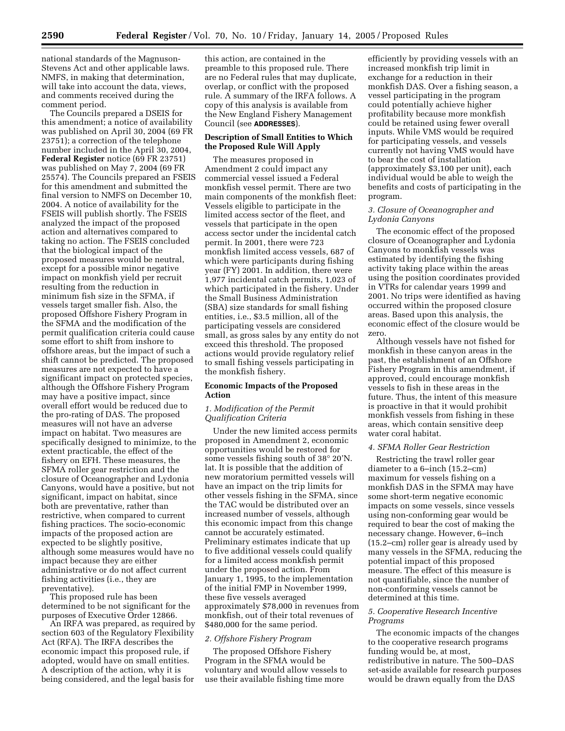national standards of the Magnuson-Stevens Act and other applicable laws. NMFS, in making that determination, will take into account the data, views, and comments received during the comment period.

The Councils prepared a DSEIS for this amendment; a notice of availability was published on April 30, 2004 (69 FR 23751); a correction of the telephone number included in the April 30, 2004, **Federal Register** notice (69 FR 23751) was published on May 7, 2004 (69 FR 25574). The Councils prepared an FSEIS for this amendment and submitted the final version to NMFS on December 10, 2004. A notice of availability for the FSEIS will publish shortly. The FSEIS analyzed the impact of the proposed action and alternatives compared to taking no action. The FSEIS concluded that the biological impact of the proposed measures would be neutral, except for a possible minor negative impact on monkfish yield per recruit resulting from the reduction in minimum fish size in the SFMA, if vessels target smaller fish. Also, the proposed Offshore Fishery Program in the SFMA and the modification of the permit qualification criteria could cause some effort to shift from inshore to offshore areas, but the impact of such a shift cannot be predicted. The proposed measures are not expected to have a significant impact on protected species, although the Offshore Fishery Program may have a positive impact, since overall effort would be reduced due to the pro-rating of DAS. The proposed measures will not have an adverse impact on habitat. Two measures are specifically designed to minimize, to the extent practicable, the effect of the fishery on EFH. These measures, the SFMA roller gear restriction and the closure of Oceanographer and Lydonia Canyons, would have a positive, but not significant, impact on habitat, since both are preventative, rather than restrictive, when compared to current fishing practices. The socio-economic impacts of the proposed action are expected to be slightly positive, although some measures would have no impact because they are either administrative or do not affect current fishing activities (i.e., they are preventative).

This proposed rule has been determined to be not significant for the purposes of Executive Order 12866.

An IRFA was prepared, as required by section 603 of the Regulatory Flexibility Act (RFA). The IRFA describes the economic impact this proposed rule, if adopted, would have on small entities. A description of the action, why it is being considered, and the legal basis for this action, are contained in the preamble to this proposed rule. There are no Federal rules that may duplicate, overlap, or conflict with the proposed rule. A summary of the IRFA follows. A copy of this analysis is available from the New England Fishery Management Council (see **ADDRESSES**).

## Description of Small Entities to Which the Proposed Rule Will Apply

The measures proposed in Amendment 2 could impact any commercial vessel issued a Federal monkfish vessel permit. There are two main components of the monkfish fleet: Vessels eligible to participate in the limited access sector of the fleet, and vessels that participate in the open access sector under the incidental catch permit. In 2001, there were 723 monkfish limited access vessels, 687 of which were participants during fishing year (FY) 2001. In addition, there were 1,977 incidental catch permits, 1,023 of which participated in the fishery. Under the Small Business Administration (SBA) size standards for small fishing entities, i.e., $3.5 million, all of the participating vessels are considered small, as gross sales by any entity do not exceed this threshold. The proposed actions would provide regulatory relief to small fishing vessels participating in the monkfish fishery.

## Economic Impacts of the Proposed Action

### *1. Modification of the Permit Qualification Criteria*

Under the new limited access permits proposed in Amendment 2, economic opportunities would be restored for some vessels fishing south of 38° 20′N. lat. It is possible that the addition of new moratorium permitted vessels will have an impact on the trip limits for other vessels fishing in the SFMA, since the TAC would be distributed over an increased number of vessels, although this economic impact from this change cannot be accurately estimated. Preliminary estimates indicate that up to five additional vessels could qualify for a limited access monkfish permit under the proposed action. From January 1, 1995, to the implementation of the initial FMP in November 1999, these five vessels averaged approximately $78,000 in revenues from monkfish, out of their total revenues of $480,000 for the same period.

### *2. Offshore Fishery Program*

The proposed Offshore Fishery Program in the SFMA would be voluntary and would allow vessels to use their available fishing time more efficiently by providing vessels with an increased monkfish trip limit in exchange for a reduction in their monkfish DAS. Over a fishing season, a vessel participating in the program could potentially achieve higher profitability because more monkfish could be retained using fewer overall inputs. While VMS would be required for participating vessels, and vessels currently not having VMS would have to bear the cost of installation (approximately $3,100 per unit), each individual would be able to weigh the benefits and costs of participating in the program.

### *3. Closure of Oceanographer and Lydonia Canyons*

The economic effect of the proposed closure of Oceanographer and Lydonia Canyons to monkfish vessels was estimated by identifying the fishing activity taking place within the areas using the position coordinates provided in VTRs for calendar years 1999 and 2001. No trips were identified as having occurred within the proposed closure areas. Based upon this analysis, the economic effect of the closure would be zero.

Although vessels have not fished for monkfish in these canyon areas in the past, the establishment of an Offshore Fishery Program in this amendment, if approved, could encourage monkfish vessels to fish in these areas in the future. Thus, the intent of this measure is proactive in that it would prohibit monkfish vessels from fishing in these areas, which contain sensitive deep water coral habitat.

### *4. SFMA Roller Gear Restriction*

Restricting the trawl roller gear diameter to a 6–inch (15.2–cm) maximum for vessels fishing on a monkfish DAS in the SFMA may have some short-term negative economic impacts on some vessels, since vessels using non-conforming gear would be required to bear the cost of making the necessary change. However, 6–inch (15.2–cm) roller gear is already used by many vessels in the SFMA, reducing the potential impact of this proposed measure. The effect of this measure is not quantifiable, since the number of non-conforming vessels cannot be determined at this time.

### *5. Cooperative Research Incentive Programs*

The economic impacts of the changes to the cooperative research programs funding would be, at most, redistributive in nature. The 500–DAS set-aside available for research purposes would be drawn equally from the DAS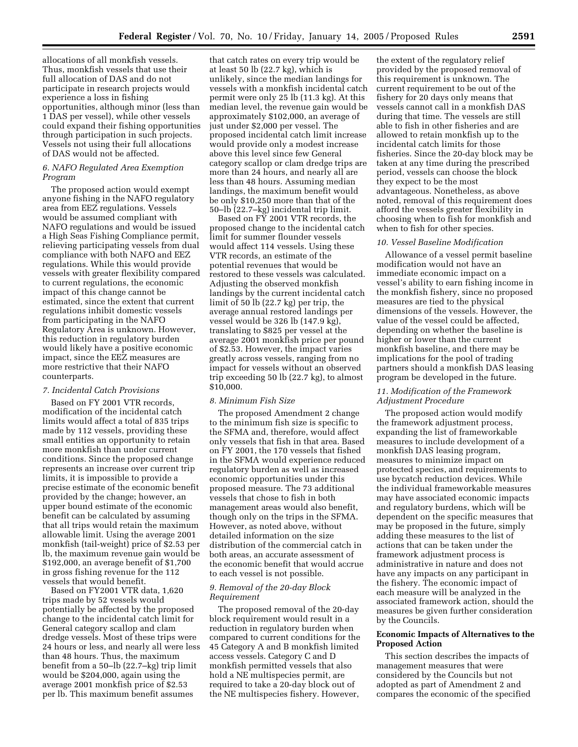allocations of all monkfish vessels. Thus, monkfish vessels that use their full allocation of DAS and do not participate in research projects would experience a loss in fishing opportunities, although minor (less than 1 DAS per vessel), while other vessels could expand their fishing opportunities through participation in such projects. Vessels not using their full allocations of DAS would not be affected.

*6. NAFO Regulated Area Exemption Program*

The proposed action would exempt anyone fishing in the NAFO regulatory area from EEZ regulations. Vessels would be assumed compliant with NAFO regulations and would be issued a High Seas Fishing Compliance permit, relieving participating vessels from dual compliance with both NAFO and EEZ regulations. While this would provide vessels with greater flexibility compared to current regulations, the economic impact of this change cannot be estimated, since the extent that current regulations inhibit domestic vessels from participating in the NAFO Regulatory Area is unknown. However, this reduction in regulatory burden would likely have a positive economic impact, since the EEZ measures are more restrictive that their NAFO counterparts.

*7. Incidental Catch Provisions*

Based on FY 2001 VTR records, modification of the incidental catch limits would affect a total of 835 trips made by 112 vessels, providing these small entities an opportunity to retain more monkfish than under current conditions. Since the proposed change represents an increase over current trip limits, it is impossible to provide a precise estimate of the economic benefit provided by the change; however, an upper bound estimate of the economic benefit can be calculated by assuming that all trips would retain the maximum allowable limit. Using the average 2001 monkfish (tail-weight) price of $2.53 per lb, the maximum revenue gain would be $192,000, an average benefit of $1,700 in gross fishing revenue for the 112 vessels that would benefit.

Based on FY2001 VTR data, 1,620 trips made by 52 vessels would potentially be affected by the proposed change to the incidental catch limit for General category scallop and clam dredge vessels. Most of these trips were 24 hours or less, and nearly all were less than 48 hours. Thus, the maximum benefit from a 50–lb (22.7–kg) trip limit would be $204,000, again using the average 2001 monkfish price of $2.53 per lb. This maximum benefit assumes that catch rates on every trip would be at least 50 lb (22.7 kg), which is unlikely, since the median landings for vessels with a monkfish incidental catch permit were only 25 lb (11.3 kg). At this median level, the revenue gain would be approximately $102,000, an average of just under $2,000 per vessel. The proposed incidental catch limit increase would provide only a modest increase above this level since few General category scallop or clam dredge trips are more than 24 hours, and nearly all are less than 48 hours. Assuming median landings, the maximum benefit would be only $10,250 more than that of the 50–lb (22.7–kg) incidental trip limit.

Based on FY 2001 VTR records, the proposed change to the incidental catch limit for summer flounder vessels would affect 114 vessels. Using these VTR records, an estimate of the potential revenues that would be restored to these vessels was calculated. Adjusting the observed monkfish landings by the current incidental catch limit of 50 lb (22.7 kg) per trip, the average annual restored landings per vessel would be 326 lb (147.9 kg), translating to $825 per vessel at the average 2001 monkfish price per pound of $2.53. However, the impact varies greatly across vessels, ranging from no impact for vessels without an observed trip exceeding 50 lb (22.7 kg), to almost $10,000.

*8. Minimum Fish Size*

The proposed Amendment 2 change to the minimum fish size is specific to the SFMA and, therefore, would affect only vessels that fish in that area. Based on FY 2001, the 170 vessels that fished in the SFMA would experience reduced regulatory burden as well as increased economic opportunities under this proposed measure. The 73 additional vessels that chose to fish in both management areas would also benefit, though only on the trips in the SFMA. However, as noted above, without detailed information on the size distribution of the commercial catch in both areas, an accurate assessment of the economic benefit that would accrue to each vessel is not possible.

*9. Removal of the 20-day Block Requirement*

The proposed removal of the 20-day block requirement would result in a reduction in regulatory burden when compared to current conditions for the 45 Category A and B monkfish limited access vessels. Category C and D monkfish permitted vessels that also hold a NE multispecies permit, are required to take a 20-day block out of the NE multispecies fishery. However, the extent of the regulatory relief provided by the proposed removal of this requirement is unknown. The current requirement to be out of the fishery for 20 days only means that vessels cannot call in a monkfish DAS during that time. The vessels are still able to fish in other fisheries and are allowed to retain monkfish up to the incidental catch limits for those fisheries. Since the 20-day block may be taken at any time during the prescribed period, vessels can choose the block they expect to be the most advantageous. Nonetheless, as above noted, removal of this requirement does afford the vessels greater flexibility in choosing when to fish for monkfish and when to fish for other species.

*10. Vessel Baseline Modification*

Allowance of a vessel permit baseline modification would not have an immediate economic impact on a vessel's ability to earn fishing income in the monkfish fishery, since no proposed measures are tied to the physical dimensions of the vessels. However, the value of the vessel could be affected, depending on whether the baseline is higher or lower than the current monkfish baseline, and there may be implications for the pool of trading partners should a monkfish DAS leasing program be developed in the future.

*11. Modification of the Framework Adjustment Procedure*

The proposed action would modify the framework adjustment process, expanding the list of frameworkable measures to include development of a monkfish DAS leasing program, measures to minimize impact on protected species, and requirements to use bycatch reduction devices. While the individual frameworkable measures may have associated economic impacts and regulatory burdens, which will be dependent on the specific measures that may be proposed in the future, simply adding these measures to the list of actions that can be taken under the framework adjustment process is administrative in nature and does not have any impacts on any participant in the fishery. The economic impact of each measure will be analyzed in the associated framework action, should the measures be given further consideration by the Councils.

**Economic Impacts of Alternatives to the Proposed Action**

This section describes the impacts of management measures that were considered by the Councils but not adopted as part of Amendment 2 and compares the economic of the specified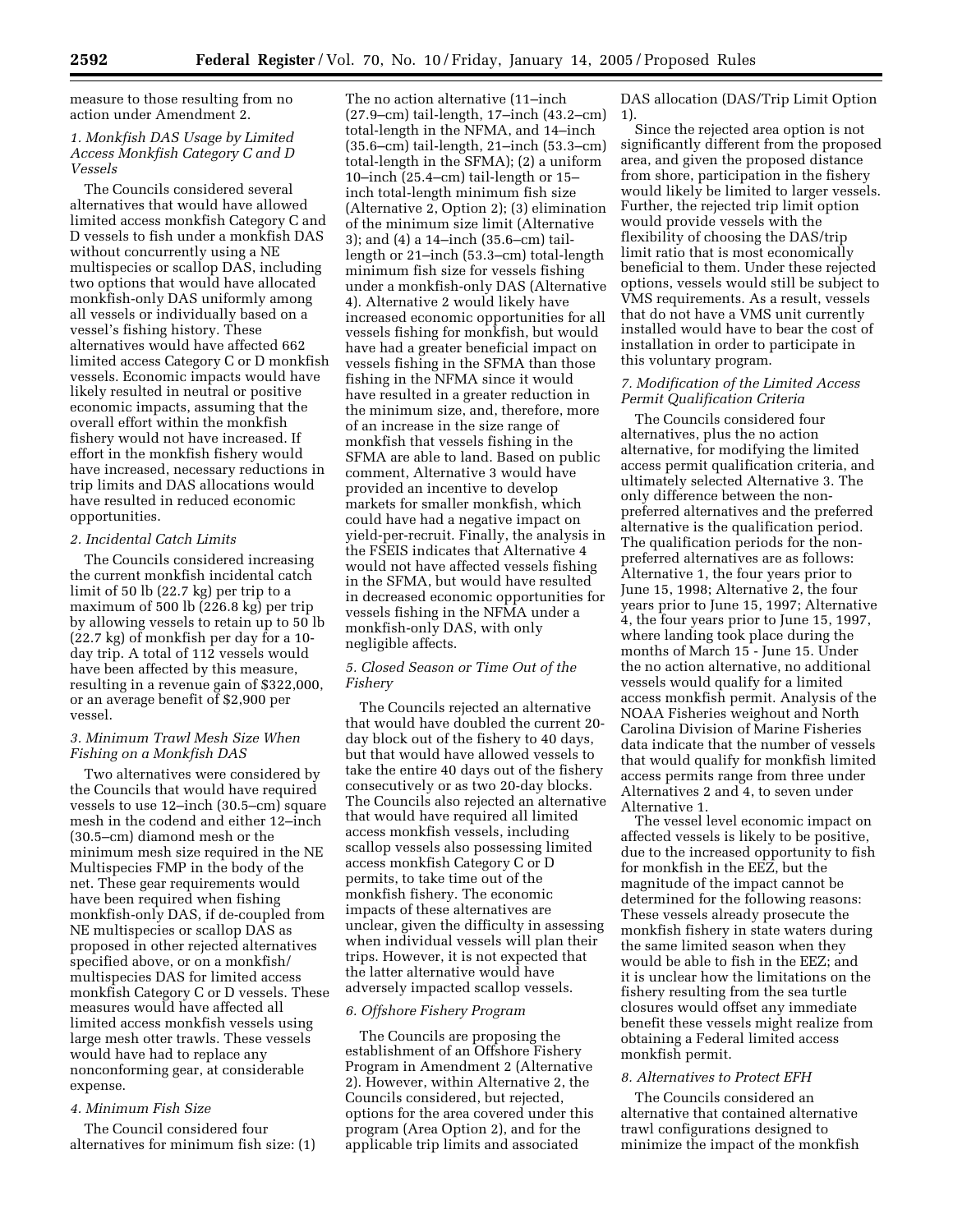measure to those resulting from no action under Amendment 2.

*1. Monkfish DAS Usage by Limited Access Monkfish Category C and D Vessels*

The Councils considered several alternatives that would have allowed limited access monkfish Category C and D vessels to fish under a monkfish DAS without concurrently using a NE multispecies or scallop DAS, including two options that would have allocated monkfish-only DAS uniformly among all vessels or individually based on a vessel's fishing history. These alternatives would have affected 662 limited access Category C or D monkfish vessels. Economic impacts would have likely resulted in neutral or positive economic impacts, assuming that the overall effort within the monkfish fishery would not have increased. If effort in the monkfish fishery would have increased, necessary reductions in trip limits and DAS allocations would have resulted in reduced economic opportunities.

*2. Incidental Catch Limits*

The Councils considered increasing the current monkfish incidental catch limit of 50 lb (22.7 kg) per trip to a maximum of 500 lb (226.8 kg) per trip by allowing vessels to retain up to 50 lb (22.7 kg) of monkfish per day for a 10-day trip. A total of 112 vessels would have been affected by this measure, resulting in a revenue gain of $322,000, or an average benefit of $2,900 per vessel.

*3. Minimum Trawl Mesh Size When Fishing on a Monkfish DAS*

Two alternatives were considered by the Councils that would have required vessels to use 12–inch (30.5–cm) square mesh in the codend and either 12–inch (30.5–cm) diamond mesh or the minimum mesh size required in the NE Multispecies FMP in the body of the net. These gear requirements would have been required when fishing monkfish-only DAS, if de-coupled from NE multispecies or scallop DAS as proposed in other rejected alternatives specified above, or on a monkfish/multispecies DAS for limited access monkfish Category C or D vessels. These measures would have affected all limited access monkfish vessels using large mesh otter trawls. These vessels would have had to replace any nonconforming gear, at considerable expense.

*4. Minimum Fish Size*

The Council considered four alternatives for minimum fish size: (1) The no action alternative (11–inch (27.9–cm) tail-length, 17–inch (43.2–cm) total-length in the NFMA, and 14–inch (35.6–cm) tail-length, 21–inch (53.3–cm) total-length in the SFMA); (2) a uniform 10–inch (25.4–cm) tail-length or 15–inch total-length minimum fish size (Alternative 2, Option 2); (3) elimination of the minimum size limit (Alternative 3); and (4) a 14–inch (35.6–cm) tail-length or 21–inch (53.3–cm) total-length minimum fish size for vessels fishing under a monkfish-only DAS (Alternative 4). Alternative 2 would likely have increased economic opportunities for all vessels fishing for monkfish, but would have had a greater beneficial impact on vessels fishing in the SFMA than those fishing in the NFMA since it would have resulted in a greater reduction in the minimum size, and, therefore, more of an increase in the size range of monkfish that vessels fishing in the SFMA are able to land. Based on public comment, Alternative 3 would have provided an incentive to develop markets for smaller monkfish, which could have had a negative impact on yield-per-recruit. Finally, the analysis in the FSEIS indicates that Alternative 4 would not have affected vessels fishing in the SFMA, but would have resulted in decreased economic opportunities for vessels fishing in the NFMA under a monkfish-only DAS, with only negligible affects.

*5. Closed Season or Time Out of the Fishery*

The Councils rejected an alternative that would have doubled the current 20-day block out of the fishery to 40 days, but that would have allowed vessels to take the entire 40 days out of the fishery consecutively or as two 20-day blocks. The Councils also rejected an alternative that would have required all limited access monkfish vessels, including scallop vessels also possessing limited access monkfish Category C or D permits, to take time out of the monkfish fishery. The economic impacts of these alternatives are unclear, given the difficulty in assessing when individual vessels will plan their trips. However, it is not expected that the latter alternative would have adversely impacted scallop vessels.

*6. Offshore Fishery Program*

The Councils are proposing the establishment of an Offshore Fishery Program in Amendment 2 (Alternative 2). However, within Alternative 2, the Councils considered, but rejected, options for the area covered under this program (Area Option 2), and for the applicable trip limits and associated DAS allocation (DAS/Trip Limit Option 1).

Since the rejected area option is not significantly different from the proposed area, and given the proposed distance from shore, participation in the fishery would likely be limited to larger vessels. Further, the rejected trip limit option would provide vessels with the flexibility of choosing the DAS/trip limit ratio that is most economically beneficial to them. Under these rejected options, vessels would still be subject to VMS requirements. As a result, vessels that do not have a VMS unit currently installed would have to bear the cost of installation in order to participate in this voluntary program.

*7. Modification of the Limited Access Permit Qualification Criteria*

The Councils considered four alternatives, plus the no action alternative, for modifying the limited access permit qualification criteria, and ultimately selected Alternative 3. The only difference between the non-preferred alternatives and the preferred alternative is the qualification period. The qualification periods for the non-preferred alternatives are as follows: Alternative 1, the four years prior to June 15, 1998; Alternative 2, the four years prior to June 15, 1997; Alternative 4, the four years prior to June 15, 1997, where landing took place during the months of March 15 - June 15. Under the no action alternative, no additional vessels would qualify for a limited access monkfish permit. Analysis of the NOAA Fisheries weighout and North Carolina Division of Marine Fisheries data indicate that the number of vessels that would qualify for monkfish limited access permits range from three under Alternatives 2 and 4, to seven under Alternative 1.

The vessel level economic impact on affected vessels is likely to be positive, due to the increased opportunity to fish for monkfish in the EEZ, but the magnitude of the impact cannot be determined for the following reasons: These vessels already prosecute the monkfish fishery in state waters during the same limited season when they would be able to fish in the EEZ; and it is unclear how the limitations on the fishery resulting from the sea turtle closures would offset any immediate benefit these vessels might realize from obtaining a Federal limited access monkfish permit.

*8. Alternatives to Protect EFH*

The Councils considered an alternative that contained alternative trawl configurations designed to minimize the impact of the monkfish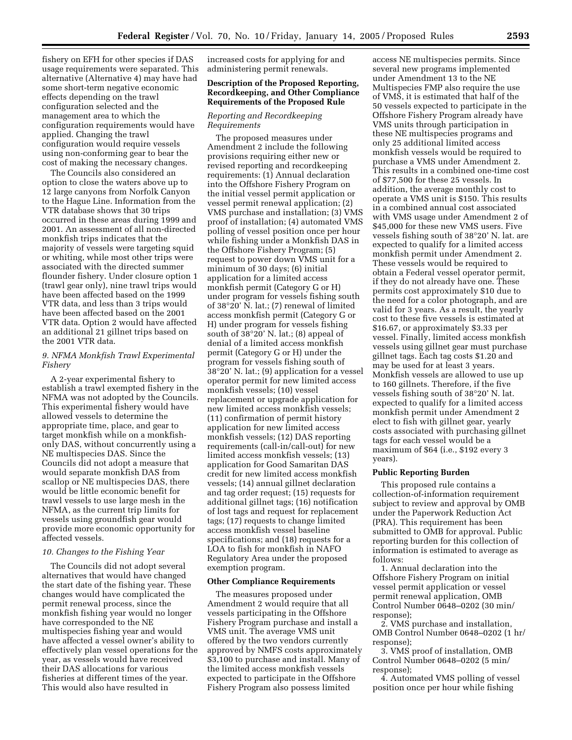fishery on EFH for other species if DAS usage requirements were separated. This alternative (Alternative 4) may have had some short-term negative economic effects depending on the trawl configuration selected and the management area to which the configuration requirements would have applied. Changing the trawl configuration would require vessels using non-conforming gear to bear the cost of making the necessary changes.

The Councils also considered an option to close the waters above up to 12 large canyons from Norfolk Canyon to the Hague Line. Information from the VTR database shows that 30 trips occurred in these areas during 1999 and 2001. An assessment of all non-directed monkfish trips indicates that the majority of vessels were targeting squid or whiting, while most other trips were associated with the directed summer flounder fishery. Under closure option 1 (trawl gear only), nine trawl trips would have been affected based on the 1999 VTR data, and less than 3 trips would have been affected based on the 2001 VTR data. Option 2 would have affected an additional 21 gillnet trips based on the 2001 VTR data.

*9. NFMA Monkfish Trawl Experimental Fishery*

A 2-year experimental fishery to establish a trawl exempted fishery in the NFMA was not adopted by the Councils. This experimental fishery would have allowed vessels to determine the appropriate time, place, and gear to target monkfish while on a monkfish-only DAS, without concurrently using a NE multispecies DAS. Since the Councils did not adopt a measure that would separate monkfish DAS from scallop or NE multispecies DAS, there would be little economic benefit for trawl vessels to use large mesh in the NFMA, as the current trip limits for vessels using groundfish gear would provide more economic opportunity for affected vessels.

*10. Changes to the Fishing Year*

The Councils did not adopt several alternatives that would have changed the start date of the fishing year. These changes would have complicated the permit renewal process, since the monkfish fishing year would no longer have corresponded to the NE multispecies fishing year and would have affected a vessel owner's ability to effectively plan vessel operations for the year, as vessels would have received their DAS allocations for various fisheries at different times of the year. This would also have resulted in increased costs for applying for and administering permit renewals.

**Description of the Proposed Reporting, Recordkeeping, and Other Compliance Requirements of the Proposed Rule**

*Reporting and Recordkeeping Requirements*

The proposed measures under Amendment 2 include the following provisions requiring either new or revised reporting and recordkeeping requirements: (1) Annual declaration into the Offshore Fishery Program on the initial vessel permit application or vessel permit renewal application; (2) VMS purchase and installation; (3) VMS proof of installation; (4) automated VMS polling of vessel position once per hour while fishing under a Monkfish DAS in the Offshore Fishery Program; (5) request to power down VMS unit for a minimum of 30 days; (6) initial application for a limited access monkfish permit (Category G or H) under program for vessels fishing south of 38°20' N. lat.; (7) renewal of limited access monkfish permit (Category G or H) under program for vessels fishing south of 38°20' N. lat.; (8) appeal of denial of a limited access monkfish permit (Category G or H) under the program for vessels fishing south of 38°20' N. lat.; (9) application for a vessel operator permit for new limited access monkfish vessels; (10) vessel replacement or upgrade application for new limited access monkfish vessels; (11) confirmation of permit history application for new limited access monkfish vessels; (12) DAS reporting requirements (call-in/call-out) for new limited access monkfish vessels; (13) application for Good Samaritan DAS credit for new limited access monkfish vessels; (14) annual gillnet declaration and tag order request; (15) requests for additional gillnet tags; (16) notification of lost tags and request for replacement tags; (17) requests to change limited access monkfish vessel baseline specifications; and (18) requests for a LOA to fish for monkfish in NAFO Regulatory Area under the proposed exemption program.

**Other Compliance Requirements**

The measures proposed under Amendment 2 would require that all vessels participating in the Offshore Fishery Program purchase and install a VMS unit. The average VMS unit offered by the two vendors currently approved by NMFS costs approximately $3,100 to purchase and install. Many of the limited access monkfish vessels expected to participate in the Offshore Fishery Program also possess limited access NE multispecies permits. Since several new programs implemented under Amendment 13 to the NE Multispecies FMP also require the use of VMS, it is estimated that half of the 50 vessels expected to participate in the Offshore Fishery Program already have VMS units through participation in these NE multispecies programs and only 25 additional limited access monkfish vessels would be required to purchase a VMS under Amendment 2. This results in a combined one-time cost of $77,500 for these 25 vessels. In addition, the average monthly cost to operate a VMS unit is $150. This results in a combined annual cost associated with VMS usage under Amendment 2 of $45,000 for these new VMS users. Five vessels fishing south of 38°20' N. lat. are expected to qualify for a limited access monkfish permit under Amendment 2. These vessels would be required to obtain a Federal vessel operator permit, if they do not already have one. These permits cost approximately $10 due to the need for a color photograph, and are valid for 3 years. As a result, the yearly cost to these five vessels is estimated at $16.67, or approximately $3.33 per vessel. Finally, limited access monkfish vessels using gillnet gear must purchase gillnet tags. Each tag costs $1.20 and may be used for at least 3 years. Monkfish vessels are allowed to use up to 160 gillnets. Therefore, if the five vessels fishing south of 38°20' N. lat. expected to qualify for a limited access monkfish permit under Amendment 2 elect to fish with gillnet gear, yearly costs associated with purchasing gillnet tags for each vessel would be a maximum of $64 (i.e., $192 every 3 years).

**Public Reporting Burden**

This proposed rule contains a collection-of-information requirement subject to review and approval by OMB under the Paperwork Reduction Act (PRA). This requirement has been submitted to OMB for approval. Public reporting burden for this collection of information is estimated to average as follows:

1. Annual declaration into the Offshore Fishery Program on initial vessel permit application or vessel permit renewal application, OMB Control Number 0648–0202 (30 min/response);
2. VMS purchase and installation, OMB Control Number 0648–0202 (1 hr/response);
3. VMS proof of installation, OMB Control Number 0648–0202 (5 min/response);
4. Automated VMS polling of vessel position once per hour while fishing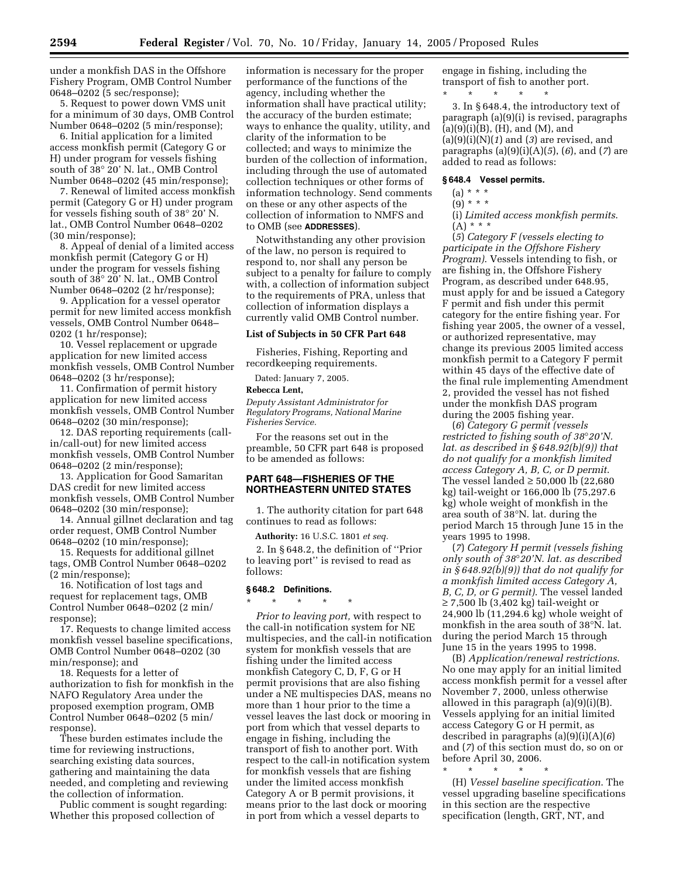under a monkfish DAS in the Offshore Fishery Program, OMB Control Number 0648–0202 (5 sec/response);

5. Request to power down VMS unit for a minimum of 30 days, OMB Control Number 0648–0202 (5 min/response);

6. Initial application for a limited access monkfish permit (Category G or H) under program for vessels fishing south of 38° 20' N. lat., OMB Control Number 0648–0202 (45 min/response);

7. Renewal of limited access monkfish permit (Category G or H) under program for vessels fishing south of 38° 20' N. lat., OMB Control Number 0648–0202 (30 min/response);

8. Appeal of denial of a limited access monkfish permit (Category G or H) under the program for vessels fishing south of 38° 20' N. lat., OMB Control Number 0648–0202 (2 hr/response);

9. Application for a vessel operator permit for new limited access monkfish vessels, OMB Control Number 0648–0202 (1 hr/response);

10. Vessel replacement or upgrade application for new limited access monkfish vessels, OMB Control Number 0648–0202 (3 hr/response);

11. Confirmation of permit history application for new limited access monkfish vessels, OMB Control Number 0648–0202 (30 min/response);

12. DAS reporting requirements (call-in/call-out) for new limited access monkfish vessels, OMB Control Number 0648–0202 (2 min/response);

13. Application for Good Samaritan DAS credit for new limited access monkfish vessels, OMB Control Number 0648–0202 (30 min/response);

14. Annual gillnet declaration and tag order request, OMB Control Number 0648–0202 (10 min/response);

15. Requests for additional gillnet tags, OMB Control Number 0648–0202 (2 min/response);

16. Notification of lost tags and request for replacement tags, OMB Control Number 0648–0202 (2 min/response);

17. Requests to change limited access monkfish vessel baseline specifications, OMB Control Number 0648–0202 (30 min/response); and

18. Requests for a letter of authorization to fish for monkfish in the NAFO Regulatory Area under the proposed exemption program, OMB Control Number 0648–0202 (5 min/response).

These burden estimates include the time for reviewing instructions, searching existing data sources, gathering and maintaining the data needed, and completing and reviewing the collection of information.

Public comment is sought regarding: Whether this proposed collection of information is necessary for the proper performance of the functions of the agency, including whether the information shall have practical utility; the accuracy of the burden estimate; ways to enhance the quality, utility, and clarity of the information to be collected; and ways to minimize the burden of the collection of information, including through the use of automated collection techniques or other forms of information technology. Send comments on these or any other aspects of the collection of information to NMFS and to OMB (see **ADDRESSES**).

Notwithstanding any other provision of the law, no person is required to respond to, nor shall any person be subject to a penalty for failure to comply with, a collection of information subject to the requirements of PRA, unless that collection of information displays a currently valid OMB Control number.

**List of Subjects in 50 CFR Part 648**

Fisheries, Fishing, Reporting and recordkeeping requirements.

Dated: January 7, 2005.

**Rebecca Lent,**

*Deputy Assistant Administrator for Regulatory Programs, National Marine Fisheries Service.*

For the reasons set out in the preamble, 50 CFR part 648 is proposed to be amended as follows:

## PART 648—FISHERIES OF THE NORTHEASTERN UNITED STATES

1. The authority citation for part 648 continues to read as follows:

**Authority:** 16 U.S.C. 1801 *et seq.*

2. In § 648.2, the definition of ''Prior to leaving port'' is revised to read as follows:

### § 648.2 Definitions.

\* \* \* \* \*

*Prior to leaving port,* with respect to the call-in notification system for NE multispecies, and the call-in notification system for monkfish vessels that are fishing under the limited access monkfish Category C, D, F, G or H permit provisions that are also fishing under a NE multispecies DAS, means no more than 1 hour prior to the time a vessel leaves the last dock or mooring in port from which that vessel departs to engage in fishing, including the transport of fish to another port. With respect to the call-in notification system for monkfish vessels that are fishing under the limited access monkfish Category A or B permit provisions, it means prior to the last dock or mooring in port from which a vessel departs to engage in fishing, including the transport of fish to another port.

\* \* \* \* \*

3. In § 648.4, the introductory text of paragraph (a)(9)(i) is revised, paragraphs (a)(9)(i)(B), (H), and (M), and (a)(9)(i)(N)(*1*) and (*3*) are revised, and paragraphs (a)(9)(i)(A)(*5*), (*6*), and (*7*) are added to read as follows:

### § 648.4 Vessel permits.

(a) \* \* \*

(9) \* \* \*

(i) *Limited access monkfish permits*.

(A) \* \* \*

(*5*) *Category F (vessels electing to participate in the Offshore Fishery Program)*. Vessels intending to fish, or are fishing in, the Offshore Fishery Program, as described under 648.95, must apply for and be issued a Category F permit and fish under this permit category for the entire fishing year. For fishing year 2005, the owner of a vessel, or authorized representative, may change its previous 2005 limited access monkfish permit to a Category F permit within 45 days of the effective date of the final rule implementing Amendment 2, provided the vessel has not fished under the monkfish DAS program during the 2005 fishing year.

(*6*) *Category G permit (vessels restricted to fishing south of 38°20'N. lat. as described in § 648.92(b)(9)) that do not qualify for a monkfish limited access Category A, B, C, or D permit*. The vessel landed ≥ 50,000 lb (22,680 kg) tail-weight or 166,000 lb (75,297.6 kg) whole weight of monkfish in the area south of 38°N. lat. during the period March 15 through June 15 in the years 1995 to 1998.

(*7*) *Category H permit (vessels fishing only south of 38°20'N. lat. as described in § 648.92(b)(9)) that do not qualify for a monkfish limited access Category A, B, C, D, or G permit)*. The vessel landed ≥ 7,500 lb (3,402 kg) tail-weight or 24,900 lb (11,294.6 kg) whole weight of monkfish in the area south of 38°N. lat. during the period March 15 through June 15 in the years 1995 to 1998.

(B) *Application/renewal restrictions*. No one may apply for an initial limited access monkfish permit for a vessel after November 7, 2000, unless otherwise allowed in this paragraph (a)(9)(i)(B). Vessels applying for an initial limited access Category G or H permit, as described in paragraphs (a)(9)(i)(A)(*6*) and (*7*) of this section must do, so on or before April 30, 2006.

\* \* \* \* \*

(H) *Vessel baseline specification.* The vessel upgrading baseline specifications in this section are the respective specification (length, GRT, NT, and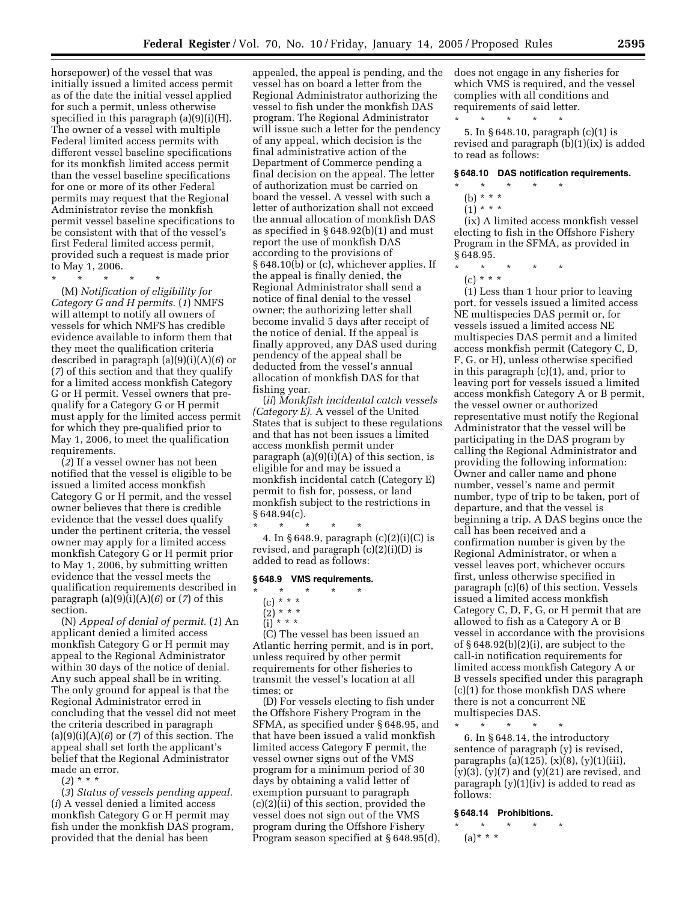horsepower) of the vessel that was initially issued a limited access permit as of the date the initial vessel applied for such a permit, unless otherwise specified in this paragraph (a)(9)(i)(H). The owner of a vessel with multiple Federal limited access permits with different vessel baseline specifications for its monkfish limited access permit than the vessel baseline specifications for one or more of its other Federal permits may request that the Regional Administrator revise the monkfish permit vessel baseline specifications to be consistent with that of the vessel's first Federal limited access permit, provided such a request is made prior to May 1, 2006.

\* \* \* \* \*

(M) *Notification of eligibility for Category G and H permits*. (*1*) NMFS will attempt to notify all owners of vessels for which NMFS has credible evidence available to inform them that they meet the qualification criteria described in paragraph (a)(9)(i)(A)(*6*) or (*7*) of this section and that they qualify for a limited access monkfish Category G or H permit. Vessel owners that pre-qualify for a Category G or H permit must apply for the limited access permit for which they pre-qualified prior to May 1, 2006, to meet the qualification requirements.

(*2*) If a vessel owner has not been notified that the vessel is eligible to be issued a limited access monkfish Category G or H permit, and the vessel owner believes that there is credible evidence that the vessel does qualify under the pertinent criteria, the vessel owner may apply for a limited access monkfish Category G or H permit prior to May 1, 2006, by submitting written evidence that the vessel meets the qualification requirements described in paragraph (a)(9)(i)(A)(*6*) or (*7*) of this section.

(N) *Appeal of denial of permit*. (*1*) An applicant denied a limited access monkfish Category G or H permit may appeal to the Regional Administrator within 30 days of the notice of denial. Any such appeal shall be in writing. The only ground for appeal is that the Regional Administrator erred in concluding that the vessel did not meet the criteria described in paragraph (a)(9)(i)(A)(*6*) or (*7*) of this section. The appeal shall set forth the applicant's belief that the Regional Administrator made an error.

(*2*) \* \* \*

(*3*) *Status of vessels pending appeal*. (*i*) A vessel denied a limited access monkfish Category G or H permit may fish under the monkfish DAS program, provided that the denial has been appealed, the appeal is pending, and the vessel has on board a letter from the Regional Administrator authorizing the vessel to fish under the monkfish DAS program. The Regional Administrator will issue such a letter for the pendency of any appeal, which decision is the final administrative action of the Department of Commerce pending a final decision on the appeal. The letter of authorization must be carried on board the vessel. A vessel with such a letter of authorization shall not exceed the annual allocation of monkfish DAS as specified in § 648.92(b)(1) and must report the use of monkfish DAS according to the provisions of § 648.10(b) or (c), whichever applies. If the appeal is finally denied, the Regional Administrator shall send a notice of final denial to the vessel owner; the authorizing letter shall become invalid 5 days after receipt of the notice of denial. If the appeal is finally approved, any DAS used during pendency of the appeal shall be deducted from the vessel's annual allocation of monkfish DAS for that fishing year.

(*ii*) *Monkfish incidental catch vessels (Category E)*. A vessel of the United States that is subject to these regulations and that has not been issues a limited access monkfish permit under paragraph (a)(9)(i)(A) of this section, is eligible for and may be issued a monkfish incidental catch (Category E) permit to fish for, possess, or land monkfish subject to the restrictions in § 648.94(c).

\* \* \* \* \*

4. In § 648.9, paragraph (c)(2)(i)(C) is revised, and paragraph (c)(2)(i)(D) is added to read as follows:

**§ 648.9 VMS requirements.**

\* \* \* \* \*

(c) \* \* \*

(2) \* \* \*

(i) \* \* \*

(C) The vessel has been issued an Atlantic herring permit, and is in port, unless required by other permit requirements for other fisheries to transmit the vessel's location at all times; or

(D) For vessels electing to fish under the Offshore Fishery Program in the SFMA, as specified under § 648.95, and that have been issued a valid monkfish limited access Category F permit, the vessel owner signs out of the VMS program for a minimum period of 30 days by obtaining a valid letter of exemption pursuant to paragraph (c)(2)(ii) of this section, provided the vessel does not sign out of the VMS program during the Offshore Fishery Program season specified at § 648.95(d), does not engage in any fisheries for which VMS is required, and the vessel complies with all conditions and requirements of said letter.

\* \* \* \* \*

5. In § 648.10, paragraph (c)(1) is revised and paragraph (b)(1)(ix) is added to read as follows:

**§ 648.10 DAS notification requirements.**

\* \* \* \* \*

(b) \* \* \*

(1) \* \* \*

(ix) A limited access monkfish vessel electing to fish in the Offshore Fishery Program in the SFMA, as provided in § 648.95.

\* \* \* \* \*

(c) \* \* \*

(1) Less than 1 hour prior to leaving port, for vessels issued a limited access NE multispecies DAS permit or, for vessels issued a limited access NE multispecies DAS permit and a limited access monkfish permit (Category C, D, F, G, or H), unless otherwise specified in this paragraph (c)(1), and, prior to leaving port for vessels issued a limited access monkfish Category A or B permit, the vessel owner or authorized representative must notify the Regional Administrator that the vessel will be participating in the DAS program by calling the Regional Administrator and providing the following information: Owner and caller name and phone number, vessel's name and permit number, type of trip to be taken, port of departure, and that the vessel is beginning a trip. A DAS begins once the call has been received and a confirmation number is given by the Regional Administrator, or when a vessel leaves port, whichever occurs first, unless otherwise specified in paragraph (c)(6) of this section. Vessels issued a limited access monkfish Category C, D, F, G, or H permit that are allowed to fish as a Category A or B vessel in accordance with the provisions of § 648.92(b)(2)(i), are subject to the call-in notification requirements for limited access monkfish Category A or B vessels specified under this paragraph (c)(1) for those monkfish DAS where there is not a concurrent NE multispecies DAS.

\* \* \* \* \*

6. In § 648.14, the introductory sentence of paragraph (y) is revised, paragraphs (a)(125), (x)(8), (y)(1)(iii), (y)(3), (y)(7) and (y)(21) are revised, and paragraph (y)(1)(iv) is added to read as follows:

**§ 648.14 Prohibitions.**

\* \* \* \* \*

(a)\* \* \*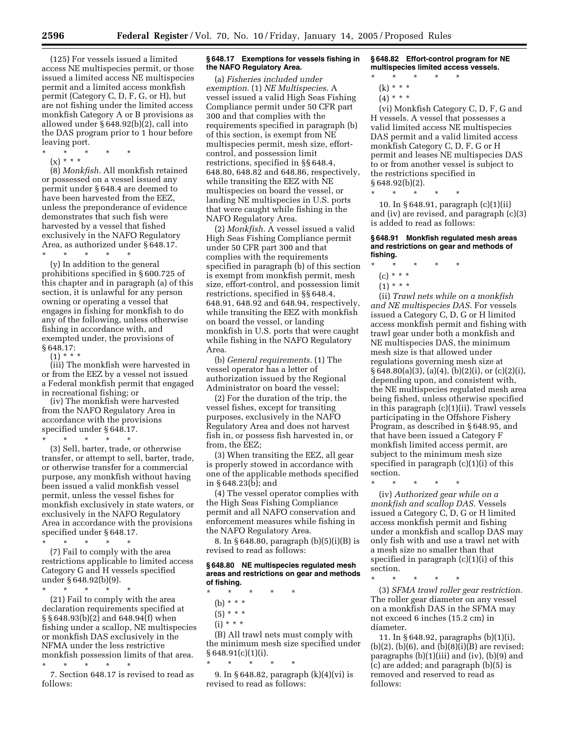(125) For vessels issued a limited access NE multispecies permit, or those issued a limited access NE multispecies permit and a limited access monkfish permit (Category C, D, F, G, or H), but are not fishing under the limited access monkfish Category A or B provisions as allowed under § 648.92(b)(2), call into the DAS program prior to 1 hour before leaving port.

\* \* \* \* \*

(x) \* \* \*

(8) *Monkfish.* All monkfish retained or possessed on a vessel issued any permit under § 648.4 are deemed to have been harvested from the EEZ, unless the preponderance of evidence demonstrates that such fish were harvested by a vessel that fished exclusively in the NAFO Regulatory Area, as authorized under § 648.17.

\* \* \* \* \*

(y) In addition to the general prohibitions specified in § 600.725 of this chapter and in paragraph (a) of this section, it is unlawful for any person owning or operating a vessel that engages in fishing for monkfish to do any of the following, unless otherwise fishing in accordance with, and exempted under, the provisions of § 648.17:

(1) \* \* \*

(iii) The monkfish were harvested in or from the EEZ by a vessel not issued a Federal monkfish permit that engaged in recreational fishing; or

(iv) The monkfish were harvested from the NAFO Regulatory Area in accordance with the provisions specified under § 648.17.

\* \* \* \* \*

(3) Sell, barter, trade, or otherwise transfer, or attempt to sell, barter, trade, or otherwise transfer for a commercial purpose, any monkfish without having been issued a valid monkfish vessel permit, unless the vessel fishes for monkfish exclusively in state waters, or exclusively in the NAFO Regulatory Area in accordance with the provisions specified under § 648.17.

\* \* \* \* \*

(7) Fail to comply with the area restrictions applicable to limited access Category G and H vessels specified under § 648.92(b)(9).

\* \* \* \* \*

(21) Fail to comply with the area declaration requirements specified at §§ 648.93(b)(2) and 648.94(f) when fishing under a scallop, NE multispecies or monkfish DAS exclusively in the NFMA under the less restrictive monkfish possession limits of that area.

\* \* \* \* \*

7. Section 648.17 is revised to read as follows:

**§ 648.17 Exemptions for vessels fishing in the NAFO Regulatory Area.**

(a) *Fisheries included under exemption.* (1) *NE Multispecies.* A vessel issued a valid High Seas Fishing Compliance permit under 50 CFR part 300 and that complies with the requirements specified in paragraph (b) of this section, is exempt from NE multispecies permit, mesh size, effort-control, and possession limit restrictions, specified in §§ 648.4, 648.80, 648.82 and 648.86, respectively, while transiting the EEZ with NE multispecies on board the vessel, or landing NE multispecies in U.S. ports that were caught while fishing in the NAFO Regulatory Area.

(2) *Monkfish.* A vessel issued a valid High Seas Fishing Compliance permit under 50 CFR part 300 and that complies with the requirements specified in paragraph (b) of this section is exempt from monkfish permit, mesh size, effort-control, and possession limit restrictions, specified in §§ 648.4, 648.91, 648.92 and 648.94, respectively, while transiting the EEZ with monkfish on board the vessel, or landing monkfish in U.S. ports that were caught while fishing in the NAFO Regulatory Area.

(b) *General requirements.* (1) The vessel operator has a letter of authorization issued by the Regional Administrator on board the vessel;

(2) For the duration of the trip, the vessel fishes, except for transiting purposes, exclusively in the NAFO Regulatory Area and does not harvest fish in, or possess fish harvested in, or from, the EEZ;

(3) When transiting the EEZ, all gear is properly stowed in accordance with one of the applicable methods specified in § 648.23(b); and

(4) The vessel operator complies with the High Seas Fishing Compliance permit and all NAFO conservation and enforcement measures while fishing in the NAFO Regulatory Area.

8. In § 648.80, paragraph (b)(5)(i)(B) is revised to read as follows:

**§ 648.80 NE multispecies regulated mesh areas and restrictions on gear and methods of fishing.**

\* \* \* \* \*

(b) \* \* \*

(5) \* \* \*

(i) \* \* \*

(B) All trawl nets must comply with the minimum mesh size specified under § 648.91(c)(1)(i).

\* \* \* \* \*

9. In § 648.82, paragraph (k)(4)(vi) is revised to read as follows:

**§ 648.82 Effort-control program for NE multispecies limited access vessels.**

\* \* \* \* \*

(k) \* \* \*

(4) \* \* \*

(vi) Monkfish Category C, D, F, G and H vessels. A vessel that possesses a valid limited access NE multispecies DAS permit and a valid limited access monkfish Category C, D, F, G or H permit and leases NE multispecies DAS to or from another vessel is subject to the restrictions specified in § 648.92(b)(2).

\* \* \* \* \*

10. In § 648.91, paragraph (c)(1)(ii) and (iv) are revised, and paragraph (c)(3) is added to read as follows:

**§ 648.91 Monkfish regulated mesh areas and restrictions on gear and methods of fishing.**

\* \* \* \* \*

(c) \* \* \*

(1) \* \* \*

(ii) *Trawl nets while on a monkfish and NE multispecies DAS.* For vessels issued a Category C, D, G or H limited access monkfish permit and fishing with trawl gear under both a monkfish and NE multispecies DAS, the minimum mesh size is that allowed under regulations governing mesh size at § 648.80(a)(3), (a)(4), (b)(2)(i), or (c)(2)(i), depending upon, and consistent with, the NE multispecies regulated mesh area being fished, unless otherwise specified in this paragraph (c)(1)(ii). Trawl vessels participating in the Offshore Fishery Program, as described in § 648.95, and that have been issued a Category F monkfish limited access permit, are subject to the minimum mesh size specified in paragraph (c)(1)(i) of this section.

\* \* \* \* \*

(iv) *Authorized gear while on a monkfish and scallop DAS.* Vessels issued a Category C, D, G or H limited access monkfish permit and fishing under a monkfish and scallop DAS may only fish with and use a trawl net with a mesh size no smaller than that specified in paragraph (c)(1)(i) of this section.

\* \* \* \* \*

(3) *SFMA trawl roller gear restriction.* The roller gear diameter on any vessel on a monkfish DAS in the SFMA may not exceed 6 inches (15.2 cm) in diameter.

11. In § 648.92, paragraphs (b)(1)(i), (b)(2), (b)(6), and (b)(8)(i)(B) are revised; paragraphs (b)(1)(iii) and (iv), (b)(9) and (c) are added; and paragraph (b)(5) is removed and reserved to read as follows: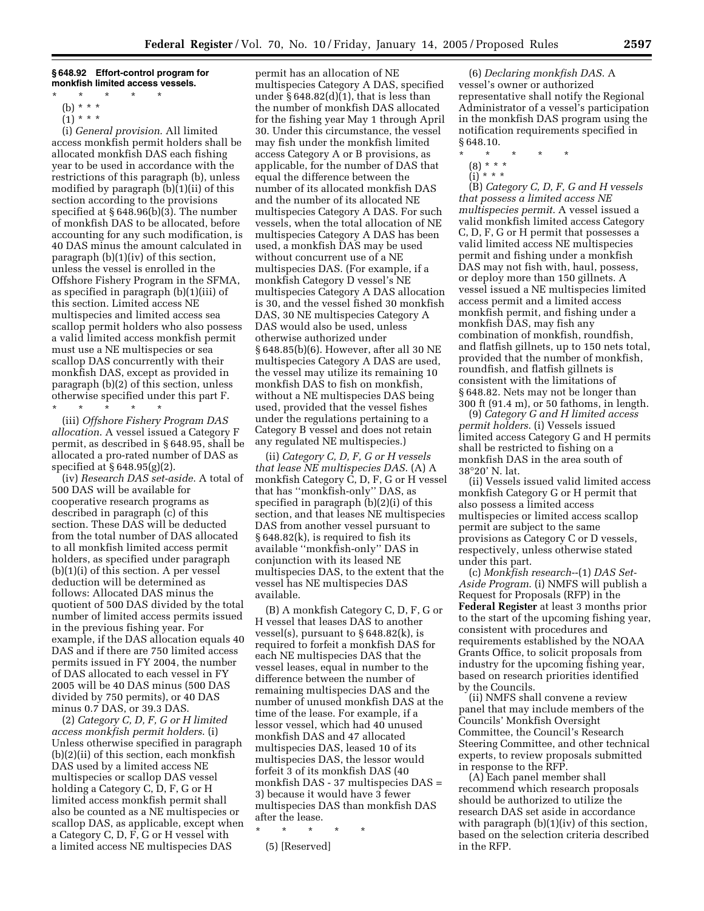**§ 648.92 Effort-control program for monkfish limited access vessels.**

\* \* \* \* \*

(b) \* \* \*

(1) \* \* \*

(i) *General provision.* All limited access monkfish permit holders shall be allocated monkfish DAS each fishing year to be used in accordance with the restrictions of this paragraph (b), unless modified by paragraph (b)(1)(ii) of this section according to the provisions specified at § 648.96(b)(3). The number of monkfish DAS to be allocated, before accounting for any such modification, is 40 DAS minus the amount calculated in paragraph (b)(1)(iv) of this section, unless the vessel is enrolled in the Offshore Fishery Program in the SFMA, as specified in paragraph (b)(1)(iii) of this section. Limited access NE multispecies and limited access sea scallop permit holders who also possess a valid limited access monkfish permit must use a NE multispecies or sea scallop DAS concurrently with their monkfish DAS, except as provided in paragraph (b)(2) of this section, unless otherwise specified under this part F.

\* \* \* \* \*

(iii) *Offshore Fishery Program DAS allocation.* A vessel issued a Category F permit, as described in § 648.95, shall be allocated a pro-rated number of DAS as specified at § 648.95(g)(2).

(iv) *Research DAS set-aside.* A total of 500 DAS will be available for cooperative research programs as described in paragraph (c) of this section. These DAS will be deducted from the total number of DAS allocated to all monkfish limited access permit holders, as specified under paragraph (b)(1)(i) of this section. A per vessel deduction will be determined as follows: Allocated DAS minus the quotient of 500 DAS divided by the total number of limited access permits issued in the previous fishing year. For example, if the DAS allocation equals 40 DAS and if there are 750 limited access permits issued in FY 2004, the number of DAS allocated to each vessel in FY 2005 will be 40 DAS minus (500 DAS divided by 750 permits), or 40 DAS minus 0.7 DAS, or 39.3 DAS.

(2) *Category C, D, F, G or H limited access monkfish permit holders.* (i) Unless otherwise specified in paragraph (b)(2)(ii) of this section, each monkfish DAS used by a limited access NE multispecies or scallop DAS vessel holding a Category C, D, F, G or H limited access monkfish permit shall also be counted as a NE multispecies or scallop DAS, as applicable, except when a Category C, D, F, G or H vessel with a limited access NE multispecies DAS permit has an allocation of NE multispecies Category A DAS, specified under § 648.82(d)(1), that is less than the number of monkfish DAS allocated for the fishing year May 1 through April 30. Under this circumstance, the vessel may fish under the monkfish limited access Category A or B provisions, as applicable, for the number of DAS that equal the difference between the number of its allocated monkfish DAS and the number of its allocated NE multispecies Category A DAS. For such vessels, when the total allocation of NE multispecies Category A DAS has been used, a monkfish DAS may be used without concurrent use of a NE multispecies DAS. (For example, if a monkfish Category D vessel's NE multispecies Category A DAS allocation is 30, and the vessel fished 30 monkfish DAS, 30 NE multispecies Category A DAS would also be used, unless otherwise authorized under § 648.85(b)(6). However, after all 30 NE multispecies Category A DAS are used, the vessel may utilize its remaining 10 monkfish DAS to fish on monkfish, without a NE multispecies DAS being used, provided that the vessel fishes under the regulations pertaining to a Category B vessel and does not retain any regulated NE multispecies.)

(ii) *Category C, D, F, G or H vessels that lease NE multispecies DAS.* (A) A monkfish Category C, D, F, G or H vessel that has ''monkfish-only'' DAS, as specified in paragraph (b)(2)(i) of this section, and that leases NE multispecies DAS from another vessel pursuant to § 648.82(k), is required to fish its available ''monkfish-only'' DAS in conjunction with its leased NE multispecies DAS, to the extent that the vessel has NE multispecies DAS available.

(B) A monkfish Category C, D, F, G or H vessel that leases DAS to another vessel(s), pursuant to § 648.82(k), is required to forfeit a monkfish DAS for each NE multispecies DAS that the vessel leases, equal in number to the difference between the number of remaining multispecies DAS and the number of unused monkfish DAS at the time of the lease. For example, if a lessor vessel, which had 40 unused monkfish DAS and 47 allocated multispecies DAS, leased 10 of its multispecies DAS, the lessor would forfeit 3 of its monkfish DAS (40 monkfish DAS - 37 multispecies DAS = 3) because it would have 3 fewer multispecies DAS than monkfish DAS after the lease.

\* \* \* \* \*

(5) [Reserved]

(6) *Declaring monkfish DAS.* A vessel's owner or authorized representative shall notify the Regional Administrator of a vessel's participation in the monkfish DAS program using the notification requirements specified in § 648.10.

\* \* \* \* \*

(8) \* \* \*

(i) \* \* \*

(B) *Category C, D, F, G and H vessels that possess a limited access NE multispecies permit.* A vessel issued a valid monkfish limited access Category C, D, F, G or H permit that possesses a valid limited access NE multispecies permit and fishing under a monkfish DAS may not fish with, haul, possess, or deploy more than 150 gillnets. A vessel issued a NE multispecies limited access permit and a limited access monkfish permit, and fishing under a monkfish DAS, may fish any combination of monkfish, roundfish, and flatfish gillnets, up to 150 nets total, provided that the number of monkfish, roundfish, and flatfish gillnets is consistent with the limitations of § 648.82. Nets may not be longer than 300 ft (91.4 m), or 50 fathoms, in length.

(9) *Category G and H limited access permit holders.* (i) Vessels issued limited access Category G and H permits shall be restricted to fishing on a monkfish DAS in the area south of 38°20' N. lat.

(ii) Vessels issued valid limited access monkfish Category G or H permit that also possess a limited access multispecies or limited access scallop permit are subject to the same provisions as Category C or D vessels, respectively, unless otherwise stated under this part.

(c) *Monkfish research*--(1) *DAS Set-Aside Program.* (i) NMFS will publish a Request for Proposals (RFP) in the **Federal Register** at least 3 months prior to the start of the upcoming fishing year, consistent with procedures and requirements established by the NOAA Grants Office, to solicit proposals from industry for the upcoming fishing year, based on research priorities identified by the Councils.

(ii) NMFS shall convene a review panel that may include members of the Councils' Monkfish Oversight Committee, the Council's Research Steering Committee, and other technical experts, to review proposals submitted in response to the RFP.

(A) Each panel member shall recommend which research proposals should be authorized to utilize the research DAS set aside in accordance with paragraph (b)(1)(iv) of this section, based on the selection criteria described in the RFP.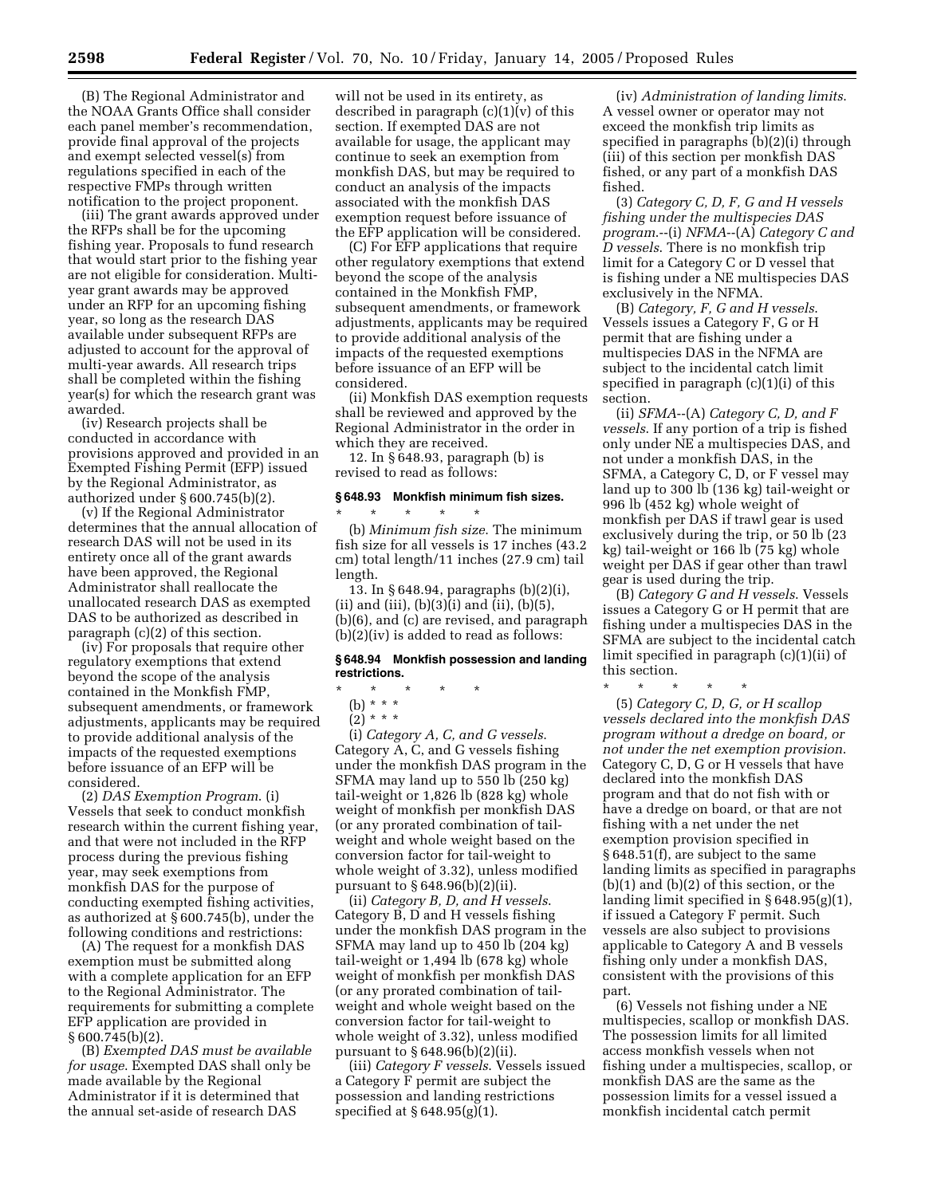(B) The Regional Administrator and the NOAA Grants Office shall consider each panel member's recommendation, provide final approval of the projects and exempt selected vessel(s) from regulations specified in each of the respective FMPs through written notification to the project proponent.

(iii) The grant awards approved under the RFPs shall be for the upcoming fishing year. Proposals to fund research that would start prior to the fishing year are not eligible for consideration. Multi-year grant awards may be approved under an RFP for an upcoming fishing year, so long as the research DAS available under subsequent RFPs are adjusted to account for the approval of multi-year awards. All research trips shall be completed within the fishing year(s) for which the research grant was awarded.

(iv) Research projects shall be conducted in accordance with provisions approved and provided in an Exempted Fishing Permit (EFP) issued by the Regional Administrator, as authorized under § 600.745(b)(2).

(v) If the Regional Administrator determines that the annual allocation of research DAS will not be used in its entirety once all of the grant awards have been approved, the Regional Administrator shall reallocate the unallocated research DAS as exempted DAS to be authorized as described in paragraph (c)(2) of this section.

(iv) For proposals that require other regulatory exemptions that extend beyond the scope of the analysis contained in the Monkfish FMP, subsequent amendments, or framework adjustments, applicants may be required to provide additional analysis of the impacts of the requested exemptions before issuance of an EFP will be considered.

(2) *DAS Exemption Program*. (i) Vessels that seek to conduct monkfish research within the current fishing year, and that were not included in the RFP process during the previous fishing year, may seek exemptions from monkfish DAS for the purpose of conducting exempted fishing activities, as authorized at § 600.745(b), under the following conditions and restrictions:

(A) The request for a monkfish DAS exemption must be submitted along with a complete application for an EFP to the Regional Administrator. The requirements for submitting a complete EFP application are provided in § 600.745(b)(2).

(B) *Exempted DAS must be available for usage*. Exempted DAS shall only be made available by the Regional Administrator if it is determined that the annual set-aside of research DAS will not be used in its entirety, as described in paragraph (c)(1)(v) of this section. If exempted DAS are not available for usage, the applicant may continue to seek an exemption from monkfish DAS, but may be required to conduct an analysis of the impacts associated with the monkfish DAS exemption request before issuance of the EFP application will be considered.

(C) For EFP applications that require other regulatory exemptions that extend beyond the scope of the analysis contained in the Monkfish FMP, subsequent amendments, or framework adjustments, applicants may be required to provide additional analysis of the impacts of the requested exemptions before issuance of an EFP will be considered.

(ii) Monkfish DAS exemption requests shall be reviewed and approved by the Regional Administrator in the order in which they are received.

12. In § 648.93, paragraph (b) is revised to read as follows:

### § 648.93 Monkfish minimum fish sizes.

\* \* \* \* \*

(b) *Minimum fish size*. The minimum fish size for all vessels is 17 inches (43.2 cm) total length/11 inches (27.9 cm) tail length.

13. In § 648.94, paragraphs (b)(2)(i), (ii) and (iii), (b)(3)(i) and (ii), (b)(5), (b)(6), and (c) are revised, and paragraph (b)(2)(iv) is added to read as follows:

### § 648.94 Monkfish possession and landing restrictions.

\* \* \* \* \*

(b) \* \* \*

(2) \* \* \*

(i) *Category A, C, and G vessels*. Category A, C, and G vessels fishing under the monkfish DAS program in the SFMA may land up to 550 lb (250 kg) tail-weight or 1,826 lb (828 kg) whole weight of monkfish per monkfish DAS (or any prorated combination of tail-weight and whole weight based on the conversion factor for tail-weight to whole weight of 3.32), unless modified pursuant to § 648.96(b)(2)(ii).

(ii) *Category B, D, and H vessels*. Category B, D and H vessels fishing under the monkfish DAS program in the SFMA may land up to 450 lb (204 kg) tail-weight or 1,494 lb (678 kg) whole weight of monkfish per monkfish DAS (or any prorated combination of tail-weight and whole weight based on the conversion factor for tail-weight to whole weight of 3.32), unless modified pursuant to § 648.96(b)(2)(ii).

(iii) *Category F vessels*. Vessels issued a Category F permit are subject the possession and landing restrictions specified at § 648.95(g)(1).

(iv) *Administration of landing limits*. A vessel owner or operator may not exceed the monkfish trip limits as specified in paragraphs (b)(2)(i) through (iii) of this section per monkfish DAS fished, or any part of a monkfish DAS fished.

(3) *Category C, D, F, G and H vessels fishing under the multispecies DAS program*.--(i) *NFMA*--(A) *Category C and D vessels*. There is no monkfish trip limit for a Category C or D vessel that is fishing under a NE multispecies DAS exclusively in the NFMA.

(B) *Category, F, G and H vessels*. Vessels issues a Category F, G or H permit that are fishing under a multispecies DAS in the NFMA are subject to the incidental catch limit specified in paragraph (c)(1)(i) of this section.

(ii) *SFMA*--(A) *Category C, D, and F vessels*. If any portion of a trip is fished only under NE a multispecies DAS, and not under a monkfish DAS, in the SFMA, a Category C, D, or F vessel may land up to 300 lb (136 kg) tail-weight or 996 lb (452 kg) whole weight of monkfish per DAS if trawl gear is used exclusively during the trip, or 50 lb (23 kg) tail-weight or 166 lb (75 kg) whole weight per DAS if gear other than trawl gear is used during the trip.

(B) *Category G and H vessels*. Vessels issues a Category G or H permit that are fishing under a multispecies DAS in the SFMA are subject to the incidental catch limit specified in paragraph (c)(1)(ii) of this section.

\* \* \* \* \*

(5) *Category C, D, G, or H scallop vessels declared into the monkfish DAS program without a dredge on board, or not under the net exemption provision*. Category C, D, G or H vessels that have declared into the monkfish DAS program and that do not fish with or have a dredge on board, or that are not fishing with a net under the net exemption provision specified in § 648.51(f), are subject to the same landing limits as specified in paragraphs (b)(1) and (b)(2) of this section, or the landing limit specified in § 648.95(g)(1), if issued a Category F permit. Such vessels are also subject to provisions applicable to Category A and B vessels fishing only under a monkfish DAS, consistent with the provisions of this part.

(6) Vessels not fishing under a NE multispecies, scallop or monkfish DAS. The possession limits for all limited access monkfish vessels when not fishing under a multispecies, scallop, or monkfish DAS are the same as the possession limits for a vessel issued a monkfish incidental catch permit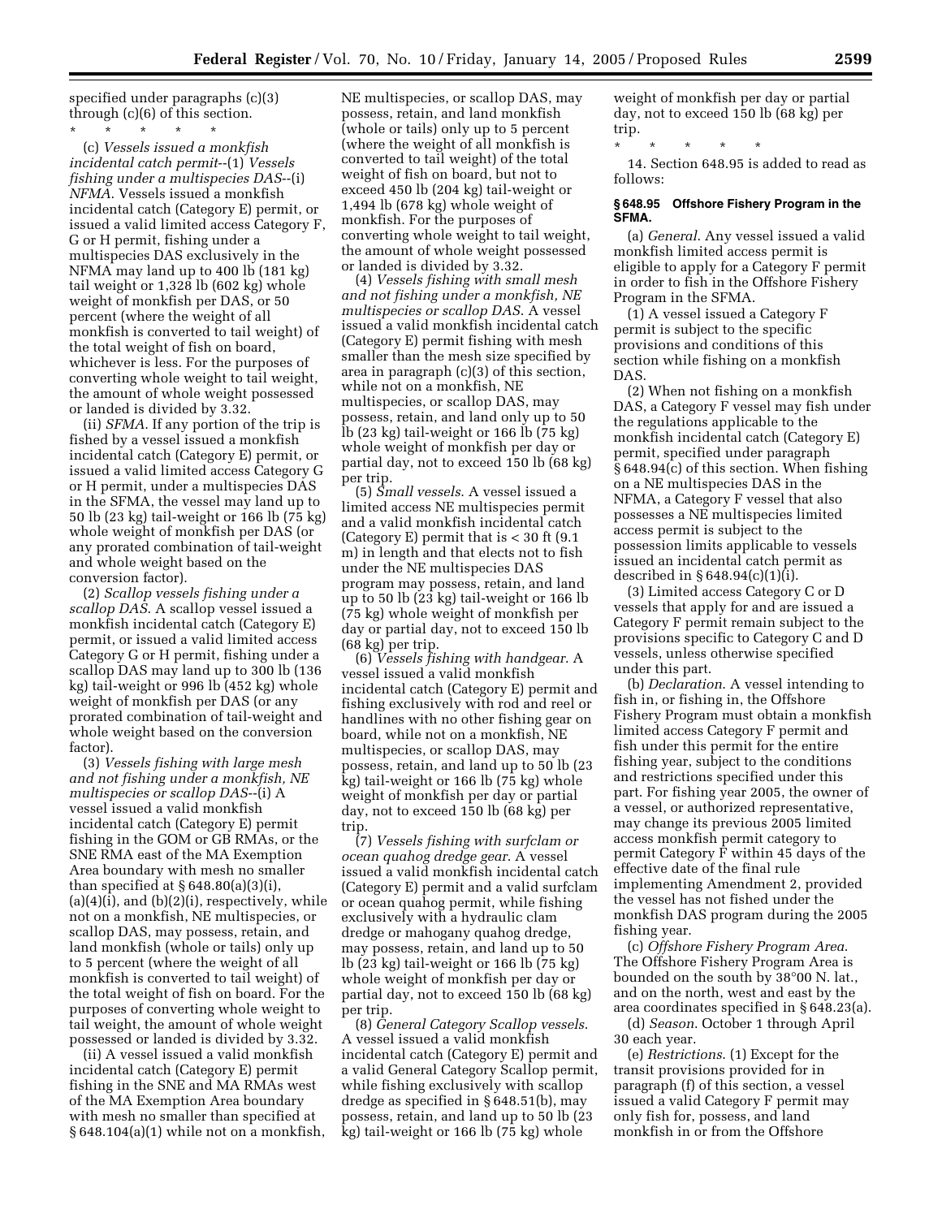specified under paragraphs (c)(3) through (c)(6) of this section.

\* \* \* \* \*

(c) *Vessels issued a monkfish incidental catch permit*--(1) *Vessels fishing under a multispecies DAS*--(i) *NFMA.* Vessels issued a monkfish incidental catch (Category E) permit, or issued a valid limited access Category F, G or H permit, fishing under a multispecies DAS exclusively in the NFMA may land up to 400 lb (181 kg) tail weight or 1,328 lb (602 kg) whole weight of monkfish per DAS, or 50 percent (where the weight of all monkfish is converted to tail weight) of the total weight of fish on board, whichever is less. For the purposes of converting whole weight to tail weight, the amount of whole weight possessed or landed is divided by 3.32.

(ii) *SFMA.* If any portion of the trip is fished by a vessel issued a monkfish incidental catch (Category E) permit, or issued a valid limited access Category G or H permit, under a multispecies DAS in the SFMA, the vessel may land up to 50 lb (23 kg) tail-weight or 166 lb (75 kg) whole weight of monkfish per DAS (or any prorated combination of tail-weight and whole weight based on the conversion factor).

(2) *Scallop vessels fishing under a scallop DAS.* A scallop vessel issued a monkfish incidental catch (Category E) permit, or issued a valid limited access Category G or H permit, fishing under a scallop DAS may land up to 300 lb (136 kg) tail-weight or 996 lb (452 kg) whole weight of monkfish per DAS (or any prorated combination of tail-weight and whole weight based on the conversion factor).

(3) *Vessels fishing with large mesh and not fishing under a monkfish, NE multispecies or scallop DAS*--(i) A vessel issued a valid monkfish incidental catch (Category E) permit fishing in the GOM or GB RMAs, or the SNE RMA east of the MA Exemption Area boundary with mesh no smaller than specified at § 648.80(a)(3)(i), (a)(4)(i), and (b)(2)(i), respectively, while not on a monkfish, NE multispecies, or scallop DAS, may possess, retain, and land monkfish (whole or tails) only up to 5 percent (where the weight of all monkfish is converted to tail weight) of the total weight of fish on board. For the purposes of converting whole weight to tail weight, the amount of whole weight possessed or landed is divided by 3.32.

(ii) A vessel issued a valid monkfish incidental catch (Category E) permit fishing in the SNE and MA RMAs west of the MA Exemption Area boundary with mesh no smaller than specified at § 648.104(a)(1) while not on a monkfish, NE multispecies, or scallop DAS, may possess, retain, and land monkfish (whole or tails) only up to 5 percent (where the weight of all monkfish is converted to tail weight) of the total weight of fish on board, but not to exceed 450 lb (204 kg) tail-weight or 1,494 lb (678 kg) whole weight of monkfish. For the purposes of converting whole weight to tail weight, the amount of whole weight possessed or landed is divided by 3.32.

(4) *Vessels fishing with small mesh and not fishing under a monkfish, NE multispecies or scallop DAS.* A vessel issued a valid monkfish incidental catch (Category E) permit fishing with mesh smaller than the mesh size specified by area in paragraph (c)(3) of this section, while not on a monkfish, NE multispecies, or scallop DAS, may possess, retain, and land only up to 50 lb (23 kg) tail-weight or 166 lb (75 kg) whole weight of monkfish per day or partial day, not to exceed 150 lb (68 kg) per trip.

(5) *Small vessels.* A vessel issued a limited access NE multispecies permit and a valid monkfish incidental catch (Category E) permit that is < 30 ft (9.1 m) in length and that elects not to fish under the NE multispecies DAS program may possess, retain, and land up to 50 lb (23 kg) tail-weight or 166 lb (75 kg) whole weight of monkfish per day or partial day, not to exceed 150 lb (68 kg) per trip.

(6) *Vessels fishing with handgear.* A vessel issued a valid monkfish incidental catch (Category E) permit and fishing exclusively with rod and reel or handlines with no other fishing gear on board, while not on a monkfish, NE multispecies, or scallop DAS, may possess, retain, and land up to 50 lb (23 kg) tail-weight or 166 lb (75 kg) whole weight of monkfish per day or partial day, not to exceed 150 lb (68 kg) per trip.

(7) *Vessels fishing with surfclam or ocean quahog dredge gear.* A vessel issued a valid monkfish incidental catch (Category E) permit and a valid surfclam or ocean quahog permit, while fishing exclusively with a hydraulic clam dredge or mahogany quahog dredge, may possess, retain, and land up to 50 lb (23 kg) tail-weight or 166 lb (75 kg) whole weight of monkfish per day or partial day, not to exceed 150 lb (68 kg) per trip.

(8) *General Category Scallop vessels.* A vessel issued a valid monkfish incidental catch (Category E) permit and a valid General Category Scallop permit, while fishing exclusively with scallop dredge as specified in § 648.51(b), may possess, retain, and land up to 50 lb (23 kg) tail-weight or 166 lb (75 kg) whole weight of monkfish per day or partial day, not to exceed 150 lb (68 kg) per trip.

\* \* \* \* \*

14. Section 648.95 is added to read as follows:

### § 648.95 Offshore Fishery Program in the SFMA.

(a) *General.* Any vessel issued a valid monkfish limited access permit is eligible to apply for a Category F permit in order to fish in the Offshore Fishery Program in the SFMA.

(1) A vessel issued a Category F permit is subject to the specific provisions and conditions of this section while fishing on a monkfish DAS.

(2) When not fishing on a monkfish DAS, a Category F vessel may fish under the regulations applicable to the monkfish incidental catch (Category E) permit, specified under paragraph § 648.94(c) of this section. When fishing on a NE multispecies DAS in the NFMA, a Category F vessel that also possesses a NE multispecies limited access permit is subject to the possession limits applicable to vessels issued an incidental catch permit as described in § 648.94(c)(1)(i).

(3) Limited access Category C or D vessels that apply for and are issued a Category F permit remain subject to the provisions specific to Category C and D vessels, unless otherwise specified under this part.

(b) *Declaration.* A vessel intending to fish in, or fishing in, the Offshore Fishery Program must obtain a monkfish limited access Category F permit and fish under this permit for the entire fishing year, subject to the conditions and restrictions specified under this part. For fishing year 2005, the owner of a vessel, or authorized representative, may change its previous 2005 limited access monkfish permit category to permit Category F within 45 days of the effective date of the final rule implementing Amendment 2, provided the vessel has not fished under the monkfish DAS program during the 2005 fishing year.

(c) *Offshore Fishery Program Area.* The Offshore Fishery Program Area is bounded on the south by 38°00 N. lat., and on the north, west and east by the area coordinates specified in § 648.23(a).

(d) *Season.* October 1 through April 30 each year.

(e) *Restrictions.* (1) Except for the transit provisions provided for in paragraph (f) of this section, a vessel issued a valid Category F permit may only fish for, possess, and land monkfish in or from the Offshore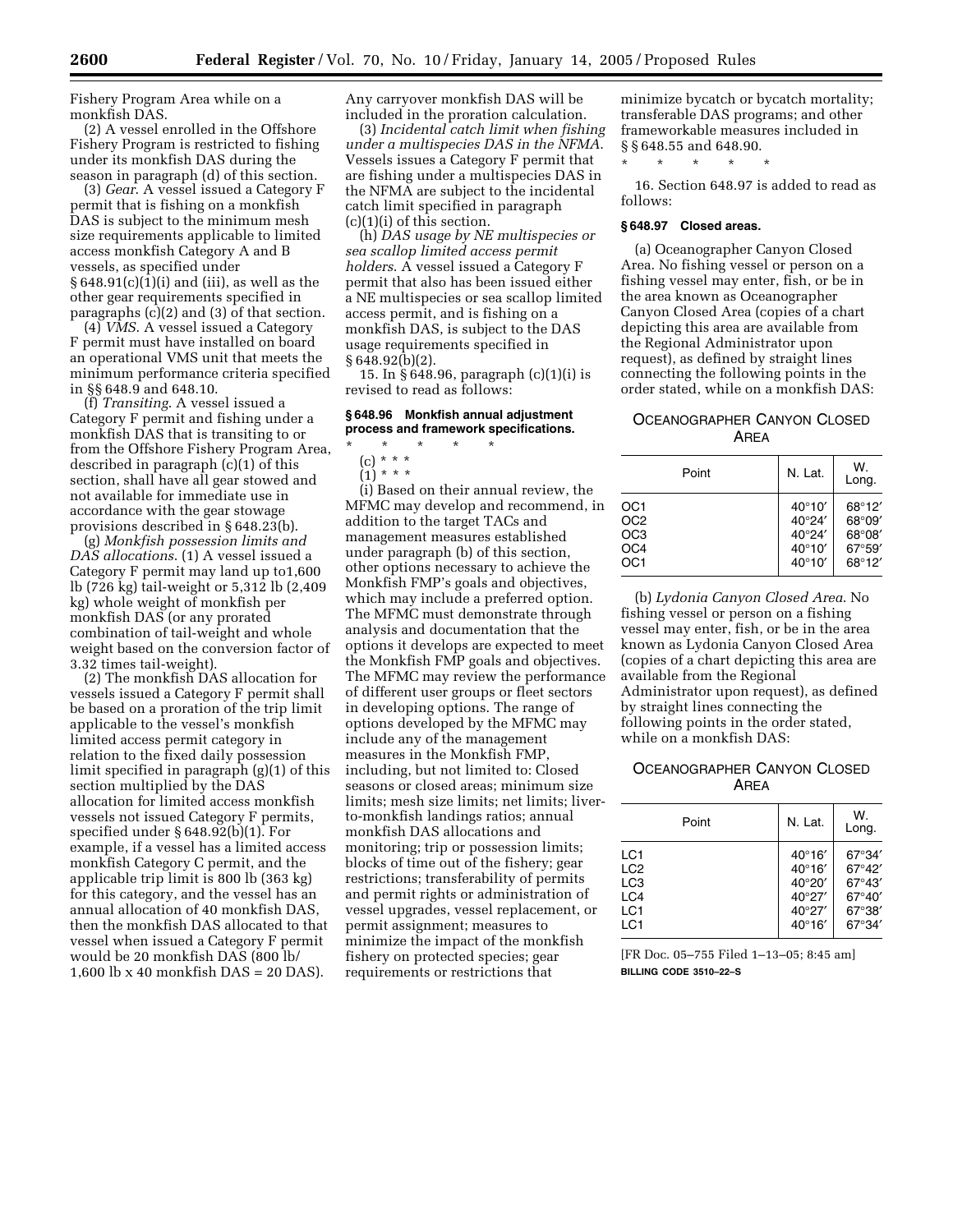Fishery Program Area while on a monkfish DAS.

(2) A vessel enrolled in the Offshore Fishery Program is restricted to fishing under its monkfish DAS during the season in paragraph (d) of this section.

(3) *Gear*. A vessel issued a Category F permit that is fishing on a monkfish DAS is subject to the minimum mesh size requirements applicable to limited access monkfish Category A and B vessels, as specified under § 648.91(c)(1)(i) and (iii), as well as the other gear requirements specified in paragraphs (c)(2) and (3) of that section.

(4) *VMS*. A vessel issued a Category F permit must have installed on board an operational VMS unit that meets the minimum performance criteria specified in §§ 648.9 and 648.10.

(f) *Transiting*. A vessel issued a Category F permit and fishing under a monkfish DAS that is transiting to or from the Offshore Fishery Program Area, described in paragraph (c)(1) of this section, shall have all gear stowed and not available for immediate use in accordance with the gear stowage provisions described in § 648.23(b).

(g) *Monkfish possession limits and DAS allocations*. (1) A vessel issued a Category F permit may land up to1,600 lb (726 kg) tail-weight or 5,312 lb (2,409 kg) whole weight of monkfish per monkfish DAS (or any prorated combination of tail-weight and whole weight based on the conversion factor of 3.32 times tail-weight).

(2) The monkfish DAS allocation for vessels issued a Category F permit shall be based on a proration of the trip limit applicable to the vessel's monkfish limited access permit category in relation to the fixed daily possession limit specified in paragraph (g)(1) of this section multiplied by the DAS allocation for limited access monkfish vessels not issued Category F permits, specified under § 648.92(b)(1). For example, if a vessel has a limited access monkfish Category C permit, and the applicable trip limit is 800 lb (363 kg) for this category, and the vessel has an annual allocation of 40 monkfish DAS, then the monkfish DAS allocated to that vessel when issued a Category F permit would be 20 monkfish DAS (800 lb/ 1,600 lb x 40 monkfish DAS = 20 DAS). Any carryover monkfish DAS will be included in the proration calculation.

(3) *Incidental catch limit when fishing under a multispecies DAS in the NFMA*. Vessels issues a Category F permit that are fishing under a multispecies DAS in the NFMA are subject to the incidental catch limit specified in paragraph (c)(1)(i) of this section.

(h) *DAS usage by NE multispecies or sea scallop limited access permit holders*. A vessel issued a Category F permit that also has been issued either a NE multispecies or sea scallop limited access permit, and is fishing on a monkfish DAS, is subject to the DAS usage requirements specified in § 648.92(b)(2).

15. In § 648.96, paragraph (c)(1)(i) is revised to read as follows:

**§ 648.96 Monkfish annual adjustment process and framework specifications.**

\* \* \* \* \*

(c) \* \* \*

(1) \* \* \*

(i) Based on their annual review, the MFMC may develop and recommend, in addition to the target TACs and management measures established under paragraph (b) of this section, other options necessary to achieve the Monkfish FMP's goals and objectives, which may include a preferred option. The MFMC must demonstrate through analysis and documentation that the options it develops are expected to meet the Monkfish FMP goals and objectives. The MFMC may review the performance of different user groups or fleet sectors in developing options. The range of options developed by the MFMC may include any of the management measures in the Monkfish FMP, including, but not limited to: Closed seasons or closed areas; minimum size limits; mesh size limits; net limits; liver-to-monkfish landings ratios; annual monkfish DAS allocations and monitoring; trip or possession limits; blocks of time out of the fishery; gear restrictions; transferability of permits and permit rights or administration of vessel upgrades, vessel replacement, or permit assignment; measures to minimize the impact of the monkfish fishery on protected species; gear requirements or restrictions that minimize bycatch or bycatch mortality; transferable DAS programs; and other frameworkable measures included in §§ 648.55 and 648.90.

\* \* \* \* \*

16. Section 648.97 is added to read as follows:

**§ 648.97 Closed areas.**

(a) Oceanographer Canyon Closed Area. No fishing vessel or person on a fishing vessel may enter, fish, or be in the area known as Oceanographer Canyon Closed Area (copies of a chart depicting this area are available from the Regional Administrator upon request), as defined by straight lines connecting the following points in the order stated, while on a monkfish DAS:

OCEANOGRAPHER CANYON CLOSED AREA

| Point | N. Lat. | W. Long. |
|---|---|---|
| OC1 | 40°10′ | 68°12′ |
| OC2 | 40°24′ | 68°09′ |
| OC3 | 40°24′ | 68°08′ |
| OC4 | 40°10′ | 67°59′ |
| OC1 | 40°10′ | 68°12′ |

(b) *Lydonia Canyon Closed Area*. No fishing vessel or person on a fishing vessel may enter, fish, or be in the area known as Lydonia Canyon Closed Area (copies of a chart depicting this area are available from the Regional Administrator upon request), as defined by straight lines connecting the following points in the order stated, while on a monkfish DAS:

OCEANOGRAPHER CANYON CLOSED AREA

| Point | N. Lat. | W. Long. |
|---|---|---|
| LC1 | 40°16′ | 67°34′ |
| LC2 | 40°16′ | 67°42′ |
| LC3 | 40°20′ | 67°43′ |
| LC4 | 40°27′ | 67°40′ |
| LC1 | 40°27′ | 67°38′ |
| LC1 | 40°16′ | 67°34′ |

[FR Doc. 05–755 Filed 1–13–05; 8:45 am]

**BILLING CODE 3510–22–S**